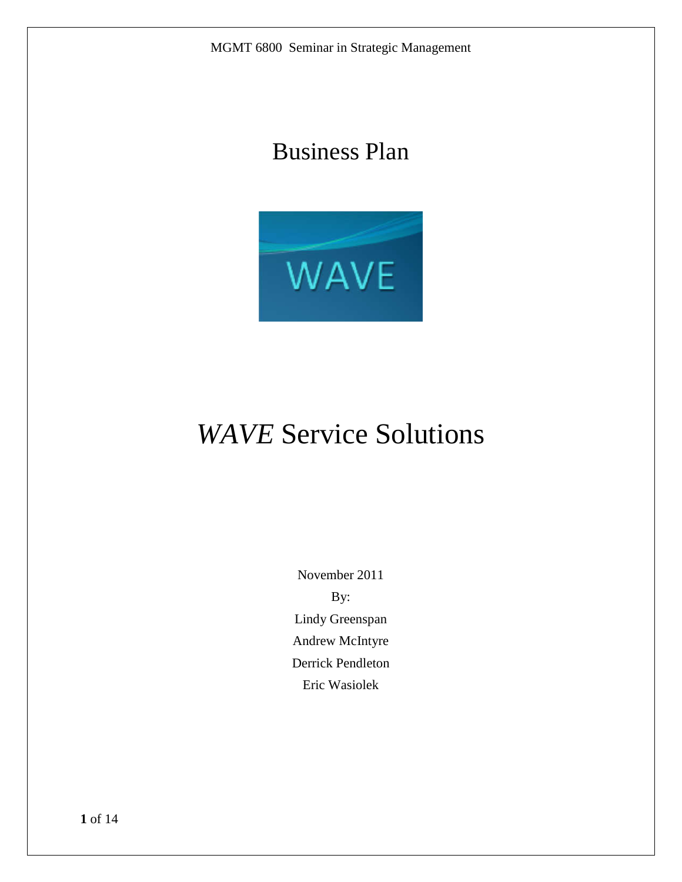# Business Plan

# *WAVE* Service Solutions

November 2011

By:

Lindy Greenspan

Andrew McIntyre

Derrick Pendleton

Eric Wasiolek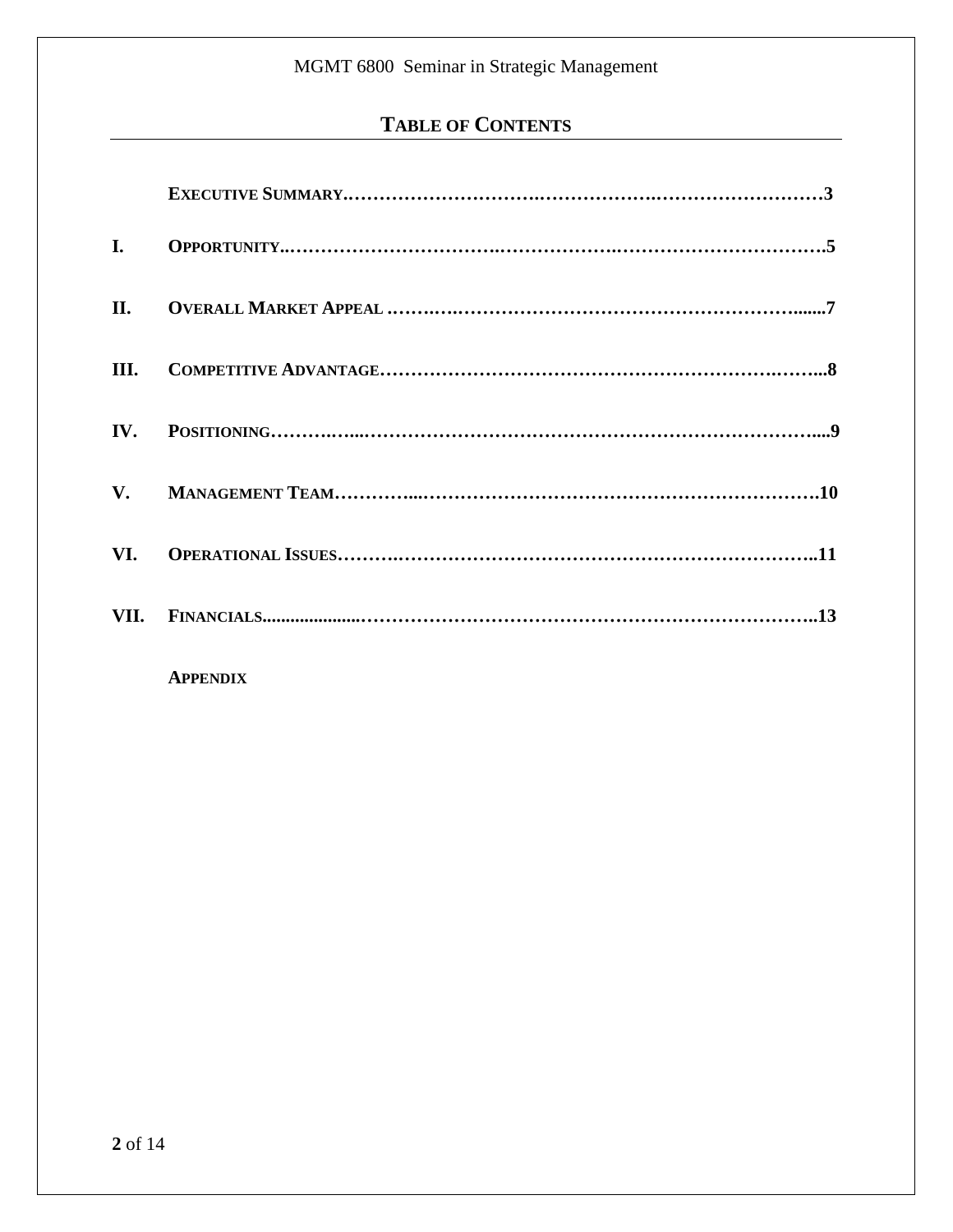## TABLE OF CONTENTS

| | | |
|---|---|---|
| | **EXECUTIVE SUMMARY** | **3** |
| **I.** | **OPPORTUNITY** | **5** |
| **II.** | **OVERALL MARKET APPEAL** | **7** |
| **III.** | **COMPETITIVE ADVANTAGE** | **8** |
| **IV.** | **POSITIONING** | **9** |
| **V.** | **MANAGEMENT TEAM** | **10** |
| **VI.** | **OPERATIONAL ISSUES** | **11** |
| **VII.** | **FINANCIALS** | **13** |
| | **APPENDIX** | |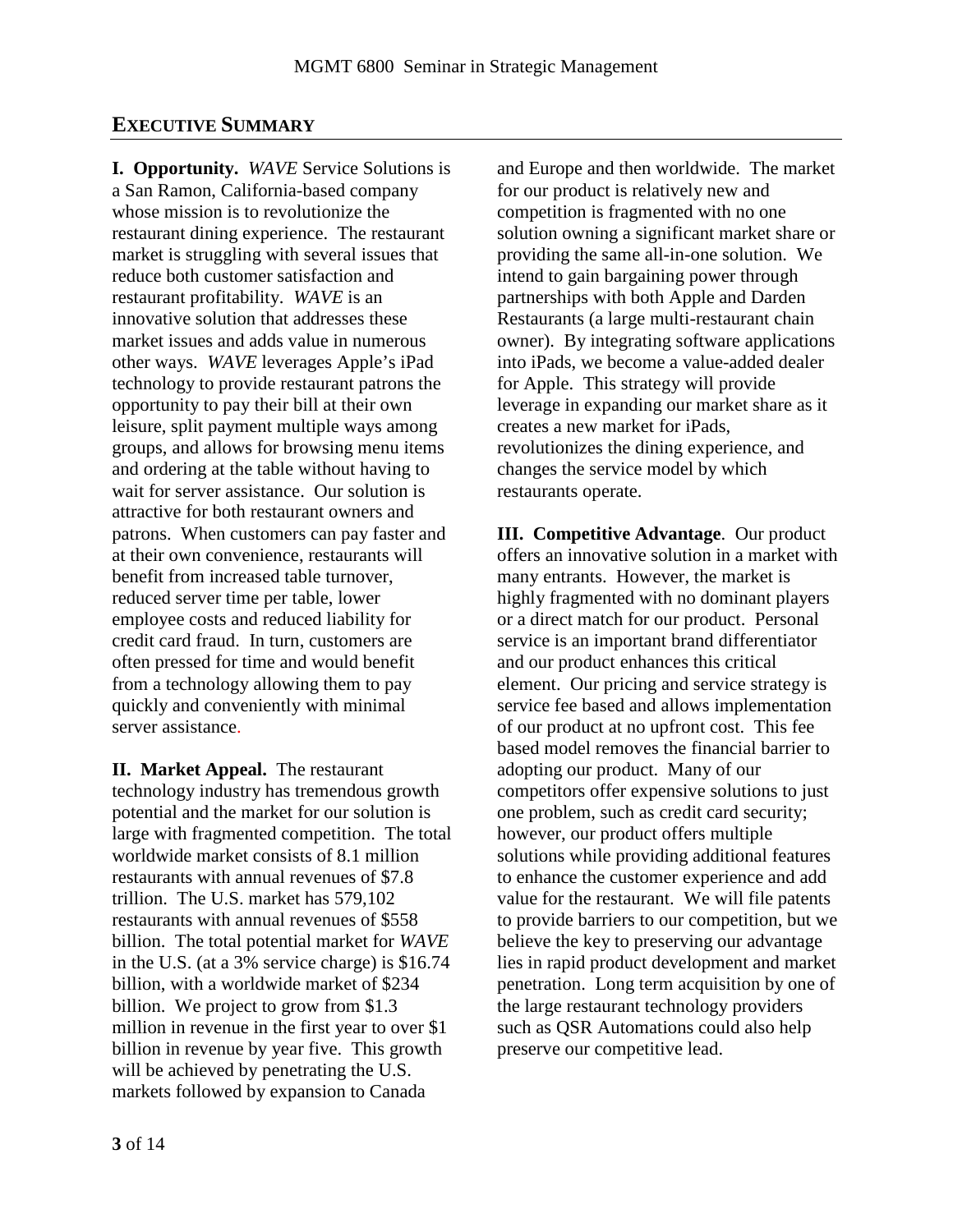## EXECUTIVE SUMMARY

**I. Opportunity.** *WAVE* Service Solutions is a San Ramon, California-based company whose mission is to revolutionize the restaurant dining experience. The restaurant market is struggling with several issues that reduce both customer satisfaction and restaurant profitability. *WAVE* is an innovative solution that addresses these market issues and adds value in numerous other ways. *WAVE* leverages Apple's iPad technology to provide restaurant patrons the opportunity to pay their bill at their own leisure, split payment multiple ways among groups, and allows for browsing menu items and ordering at the table without having to wait for server assistance. Our solution is attractive for both restaurant owners and patrons. When customers can pay faster and at their own convenience, restaurants will benefit from increased table turnover, reduced server time per table, lower employee costs and reduced liability for credit card fraud. In turn, customers are often pressed for time and would benefit from a technology allowing them to pay quickly and conveniently with minimal server assistance.

**II. Market Appeal.** The restaurant technology industry has tremendous growth potential and the market for our solution is large with fragmented competition. The total worldwide market consists of 8.1 million restaurants with annual revenues of $7.8 trillion. The U.S. market has 579,102 restaurants with annual revenues of $558 billion. The total potential market for *WAVE* in the U.S. (at a 3% service charge) is $16.74 billion, with a worldwide market of $234 billion. We project to grow from $1.3 million in revenue in the first year to over $1 billion in revenue by year five. This growth will be achieved by penetrating the U.S. markets followed by expansion to Canada and Europe and then worldwide. The market for our product is relatively new and competition is fragmented with no one solution owning a significant market share or providing the same all-in-one solution. We intend to gain bargaining power through partnerships with both Apple and Darden Restaurants (a large multi-restaurant chain owner). By integrating software applications into iPads, we become a value-added dealer for Apple. This strategy will provide leverage in expanding our market share as it creates a new market for iPads, revolutionizes the dining experience, and changes the service model by which restaurants operate.

**III. Competitive Advantage**. Our product offers an innovative solution in a market with many entrants. However, the market is highly fragmented with no dominant players or a direct match for our product. Personal service is an important brand differentiator and our product enhances this critical element. Our pricing and service strategy is service fee based and allows implementation of our product at no upfront cost. This fee based model removes the financial barrier to adopting our product. Many of our competitors offer expensive solutions to just one problem, such as credit card security; however, our product offers multiple solutions while providing additional features to enhance the customer experience and add value for the restaurant. We will file patents to provide barriers to our competition, but we believe the key to preserving our advantage lies in rapid product development and market penetration. Long term acquisition by one of the large restaurant technology providers such as QSR Automations could also help preserve our competitive lead.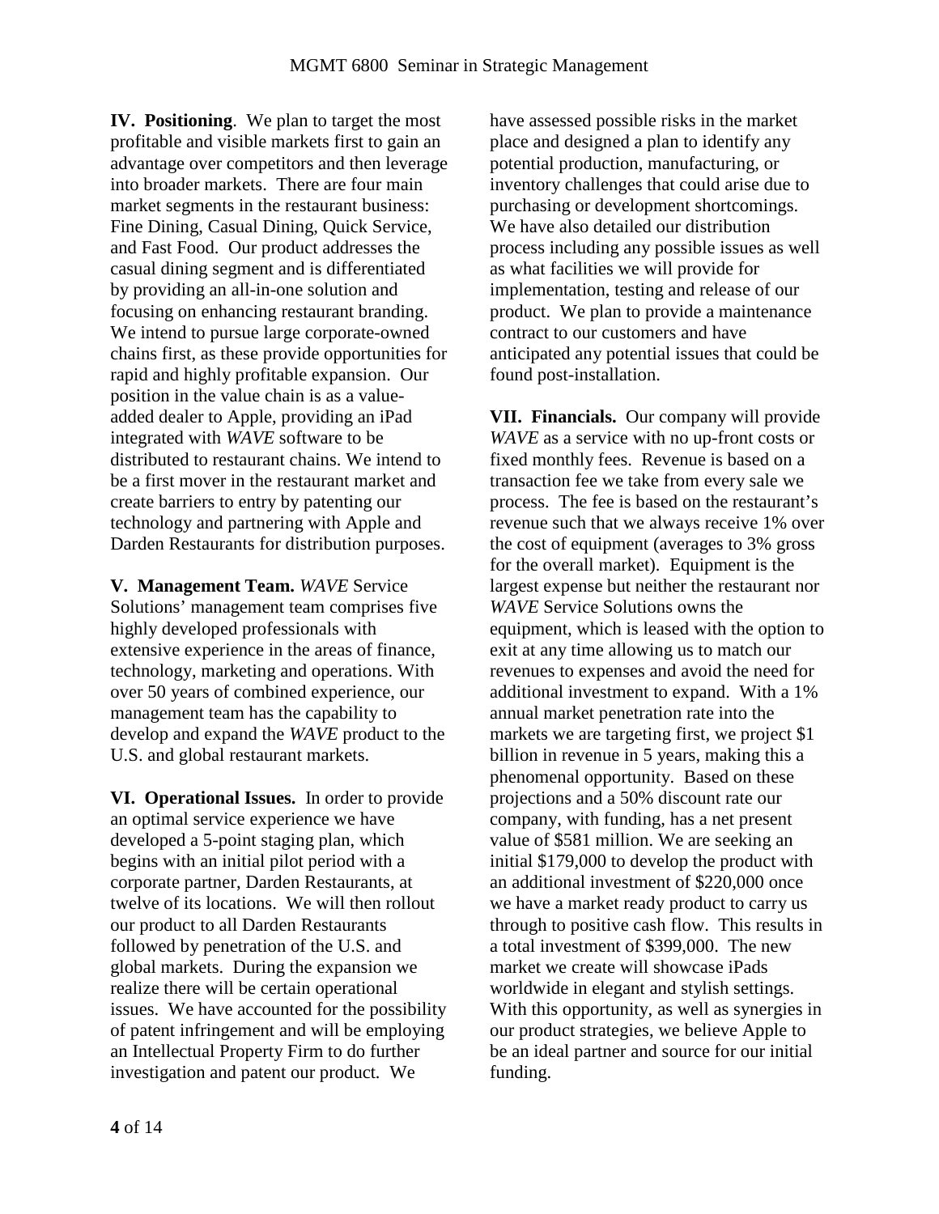**IV. Positioning**. We plan to target the most profitable and visible markets first to gain an advantage over competitors and then leverage into broader markets. There are four main market segments in the restaurant business: Fine Dining, Casual Dining, Quick Service, and Fast Food. Our product addresses the casual dining segment and is differentiated by providing an all-in-one solution and focusing on enhancing restaurant branding. We intend to pursue large corporate-owned chains first, as these provide opportunities for rapid and highly profitable expansion. Our position in the value chain is as a value-added dealer to Apple, providing an iPad integrated with *WAVE* software to be distributed to restaurant chains. We intend to be a first mover in the restaurant market and create barriers to entry by patenting our technology and partnering with Apple and Darden Restaurants for distribution purposes.

**V. Management Team.** *WAVE* Service Solutions' management team comprises five highly developed professionals with extensive experience in the areas of finance, technology, marketing and operations. With over 50 years of combined experience, our management team has the capability to develop and expand the *WAVE* product to the U.S. and global restaurant markets.

**VI. Operational Issues.** In order to provide an optimal service experience we have developed a 5-point staging plan, which begins with an initial pilot period with a corporate partner, Darden Restaurants, at twelve of its locations. We will then rollout our product to all Darden Restaurants followed by penetration of the U.S. and global markets. During the expansion we realize there will be certain operational issues. We have accounted for the possibility of patent infringement and will be employing an Intellectual Property Firm to do further investigation and patent our product. We have assessed possible risks in the market place and designed a plan to identify any potential production, manufacturing, or inventory challenges that could arise due to purchasing or development shortcomings. We have also detailed our distribution process including any possible issues as well as what facilities we will provide for implementation, testing and release of our product. We plan to provide a maintenance contract to our customers and have anticipated any potential issues that could be found post-installation.

**VII. Financials.** Our company will provide *WAVE* as a service with no up-front costs or fixed monthly fees. Revenue is based on a transaction fee we take from every sale we process. The fee is based on the restaurant's revenue such that we always receive 1% over the cost of equipment (averages to 3% gross for the overall market). Equipment is the largest expense but neither the restaurant nor *WAVE* Service Solutions owns the equipment, which is leased with the option to exit at any time allowing us to match our revenues to expenses and avoid the need for additional investment to expand. With a 1% annual market penetration rate into the markets we are targeting first, we project $1 billion in revenue in 5 years, making this a phenomenal opportunity. Based on these projections and a 50% discount rate our company, with funding, has a net present value of $581 million. We are seeking an initial $179,000 to develop the product with an additional investment of $220,000 once we have a market ready product to carry us through to positive cash flow. This results in a total investment of $399,000. The new market we create will showcase iPads worldwide in elegant and stylish settings. With this opportunity, as well as synergies in our product strategies, we believe Apple to be an ideal partner and source for our initial funding.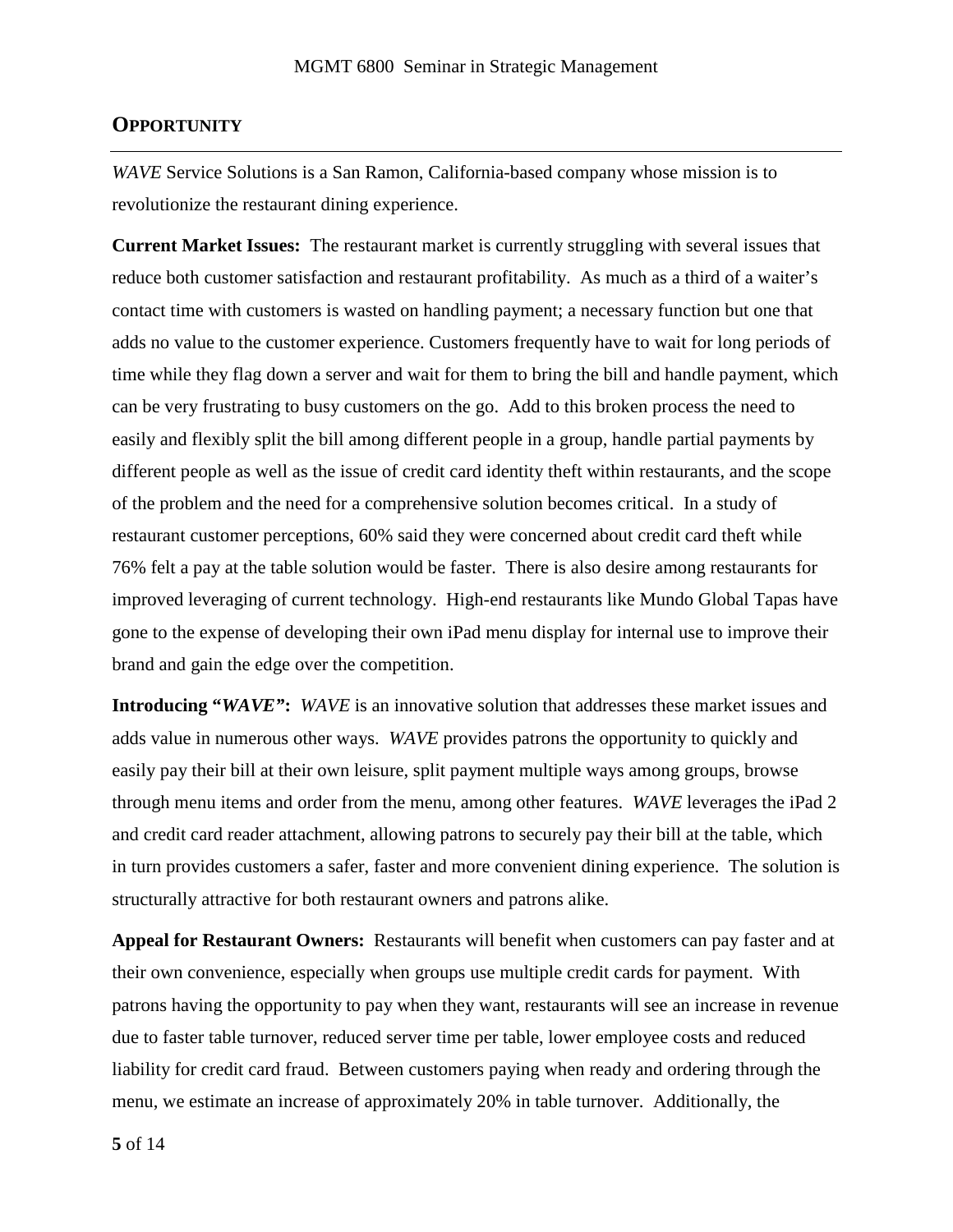## OPPORTUNITY

*WAVE* Service Solutions is a San Ramon, California-based company whose mission is to revolutionize the restaurant dining experience.

**Current Market Issues:** The restaurant market is currently struggling with several issues that reduce both customer satisfaction and restaurant profitability. As much as a third of a waiter's contact time with customers is wasted on handling payment; a necessary function but one that adds no value to the customer experience. Customers frequently have to wait for long periods of time while they flag down a server and wait for them to bring the bill and handle payment, which can be very frustrating to busy customers on the go. Add to this broken process the need to easily and flexibly split the bill among different people in a group, handle partial payments by different people as well as the issue of credit card identity theft within restaurants, and the scope of the problem and the need for a comprehensive solution becomes critical. In a study of restaurant customer perceptions, 60% said they were concerned about credit card theft while 76% felt a pay at the table solution would be faster. There is also desire among restaurants for improved leveraging of current technology. High-end restaurants like Mundo Global Tapas have gone to the expense of developing their own iPad menu display for internal use to improve their brand and gain the edge over the competition.

**Introducing "*WAVE*":** *WAVE* is an innovative solution that addresses these market issues and adds value in numerous other ways. *WAVE* provides patrons the opportunity to quickly and easily pay their bill at their own leisure, split payment multiple ways among groups, browse through menu items and order from the menu, among other features. *WAVE* leverages the iPad 2 and credit card reader attachment, allowing patrons to securely pay their bill at the table, which in turn provides customers a safer, faster and more convenient dining experience. The solution is structurally attractive for both restaurant owners and patrons alike.

**Appeal for Restaurant Owners:** Restaurants will benefit when customers can pay faster and at their own convenience, especially when groups use multiple credit cards for payment. With patrons having the opportunity to pay when they want, restaurants will see an increase in revenue due to faster table turnover, reduced server time per table, lower employee costs and reduced liability for credit card fraud. Between customers paying when ready and ordering through the menu, we estimate an increase of approximately 20% in table turnover. Additionally, the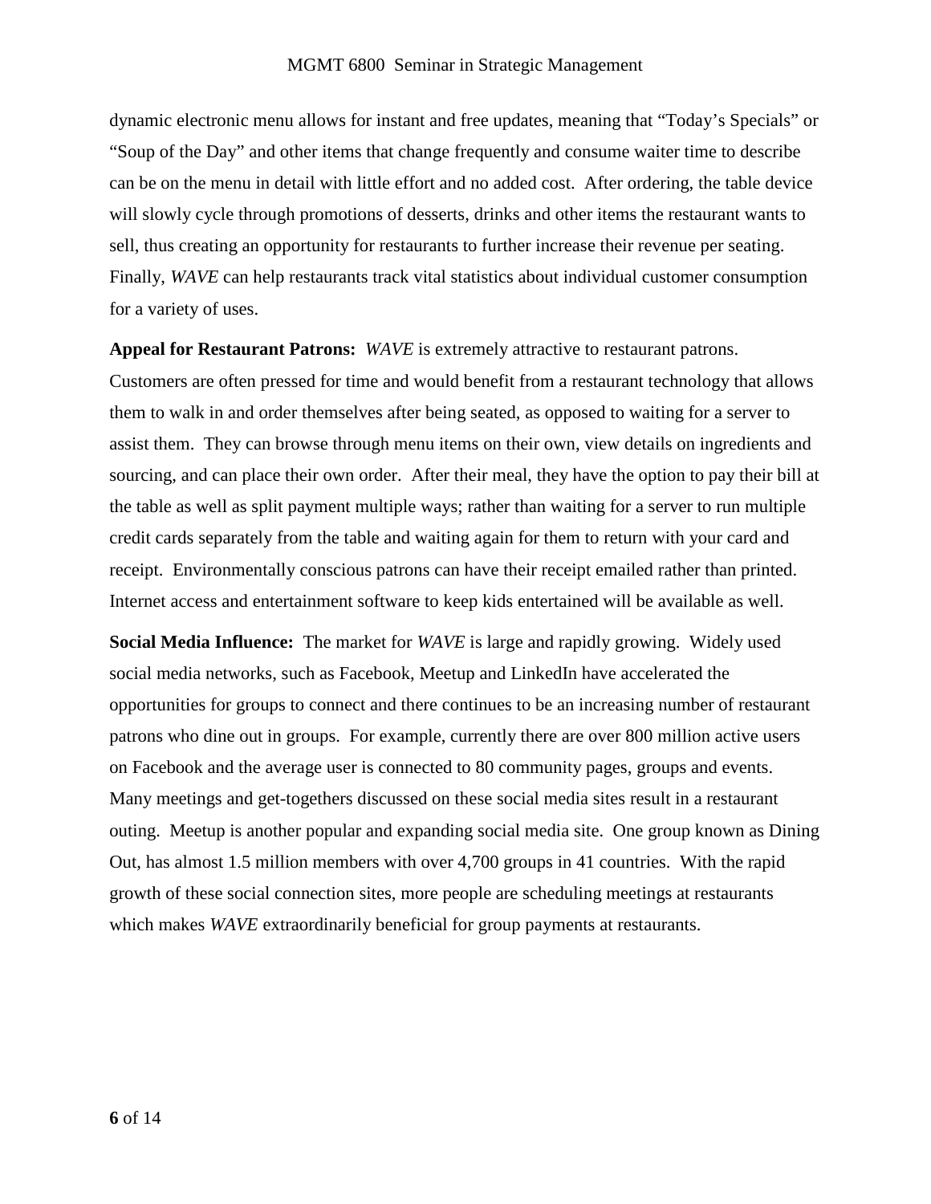dynamic electronic menu allows for instant and free updates, meaning that “Today’s Specials” or “Soup of the Day” and other items that change frequently and consume waiter time to describe can be on the menu in detail with little effort and no added cost. After ordering, the table device will slowly cycle through promotions of desserts, drinks and other items the restaurant wants to sell, thus creating an opportunity for restaurants to further increase their revenue per seating. Finally, *WAVE* can help restaurants track vital statistics about individual customer consumption for a variety of uses.

**Appeal for Restaurant Patrons:** *WAVE* is extremely attractive to restaurant patrons. Customers are often pressed for time and would benefit from a restaurant technology that allows them to walk in and order themselves after being seated, as opposed to waiting for a server to assist them. They can browse through menu items on their own, view details on ingredients and sourcing, and can place their own order. After their meal, they have the option to pay their bill at the table as well as split payment multiple ways; rather than waiting for a server to run multiple credit cards separately from the table and waiting again for them to return with your card and receipt. Environmentally conscious patrons can have their receipt emailed rather than printed. Internet access and entertainment software to keep kids entertained will be available as well.

**Social Media Influence:** The market for *WAVE* is large and rapidly growing. Widely used social media networks, such as Facebook, Meetup and LinkedIn have accelerated the opportunities for groups to connect and there continues to be an increasing number of restaurant patrons who dine out in groups. For example, currently there are over 800 million active users on Facebook and the average user is connected to 80 community pages, groups and events. Many meetings and get-togethers discussed on these social media sites result in a restaurant outing. Meetup is another popular and expanding social media site. One group known as Dining Out, has almost 1.5 million members with over 4,700 groups in 41 countries. With the rapid growth of these social connection sites, more people are scheduling meetings at restaurants which makes *WAVE* extraordinarily beneficial for group payments at restaurants.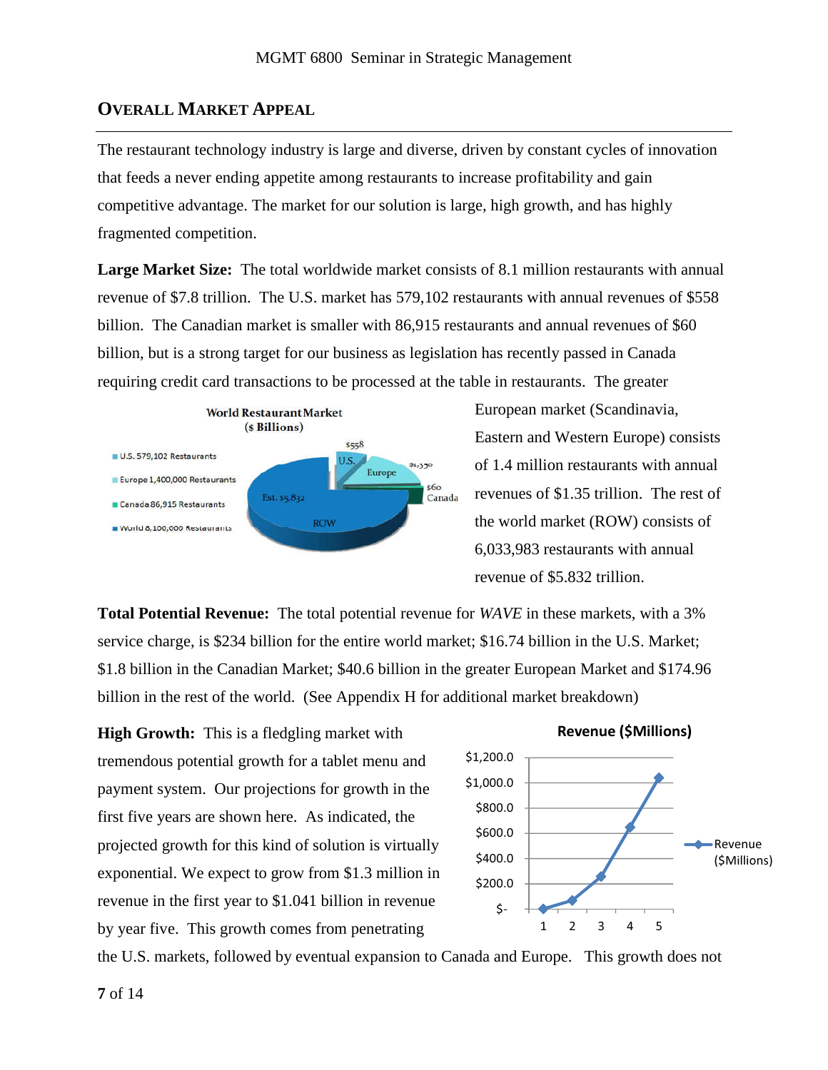## Overall Market Appeal

The restaurant technology industry is large and diverse, driven by constant cycles of innovation that feeds a never ending appetite among restaurants to increase profitability and gain competitive advantage. The market for our solution is large, high growth, and has highly fragmented competition.

**Large Market Size:** The total worldwide market consists of 8.1 million restaurants with annual revenue of $7.8 trillion. The U.S. market has 579,102 restaurants with annual revenues of $558 billion. The Canadian market is smaller with 86,915 restaurants and annual revenues of $60 billion, but is a strong target for our business as legislation has recently passed in Canada requiring credit card transactions to be processed at the table in restaurants. The greater European market (Scandinavia, Eastern and Western Europe) consists of 1.4 million restaurants with annual revenues of $1.35 trillion. The rest of the world market (ROW) consists of 6,033,983 restaurants with annual revenue of $5.832 trillion.

**Total Potential Revenue:** The total potential revenue for *WAVE* in these markets, with a 3% service charge, is $234 billion for the entire world market; $16.74 billion in the U.S. Market; $1.8 billion in the Canadian Market; $40.6 billion in the greater European Market and $174.96 billion in the rest of the world. (See Appendix H for additional market breakdown)

**High Growth:** This is a fledgling market with tremendous potential growth for a tablet menu and payment system. Our projections for growth in the first five years are shown here. As indicated, the projected growth for this kind of solution is virtually exponential. We expect to grow from $1.3 million in revenue in the first year to $1.041 billion in revenue by year five. This growth comes from penetrating the U.S. markets, followed by eventual expansion to Canada and Europe. This growth does not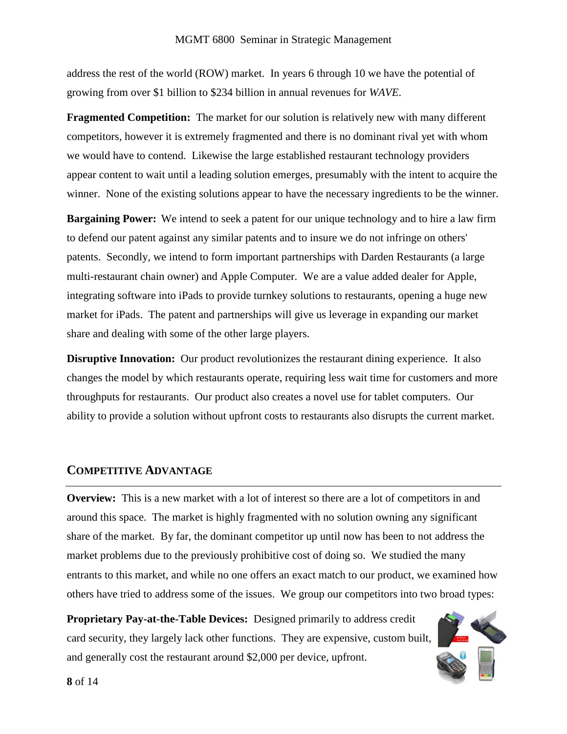address the rest of the world (ROW) market. In years 6 through 10 we have the potential of growing from over $1 billion to $234 billion in annual revenues for *WAVE*.

**Fragmented Competition:** The market for our solution is relatively new with many different competitors, however it is extremely fragmented and there is no dominant rival yet with whom we would have to contend. Likewise the large established restaurant technology providers appear content to wait until a leading solution emerges, presumably with the intent to acquire the winner. None of the existing solutions appear to have the necessary ingredients to be the winner.

**Bargaining Power:** We intend to seek a patent for our unique technology and to hire a law firm to defend our patent against any similar patents and to insure we do not infringe on others' patents. Secondly, we intend to form important partnerships with Darden Restaurants (a large multi-restaurant chain owner) and Apple Computer. We are a value added dealer for Apple, integrating software into iPads to provide turnkey solutions to restaurants, opening a huge new market for iPads. The patent and partnerships will give us leverage in expanding our market share and dealing with some of the other large players.

**Disruptive Innovation:** Our product revolutionizes the restaurant dining experience. It also changes the model by which restaurants operate, requiring less wait time for customers and more throughputs for restaurants. Our product also creates a novel use for tablet computers. Our ability to provide a solution without upfront costs to restaurants also disrupts the current market.

## Competitive Advantage

**Overview:** This is a new market with a lot of interest so there are a lot of competitors in and around this space. The market is highly fragmented with no solution owning any significant share of the market. By far, the dominant competitor up until now has been to not address the market problems due to the previously prohibitive cost of doing so. We studied the many entrants to this market, and while no one offers an exact match to our product, we examined how others have tried to address some of the issues. We group our competitors into two broad types:

**Proprietary Pay-at-the-Table Devices:** Designed primarily to address credit card security, they largely lack other functions. They are expensive, custom built, and generally cost the restaurant around $2,000 per device, upfront.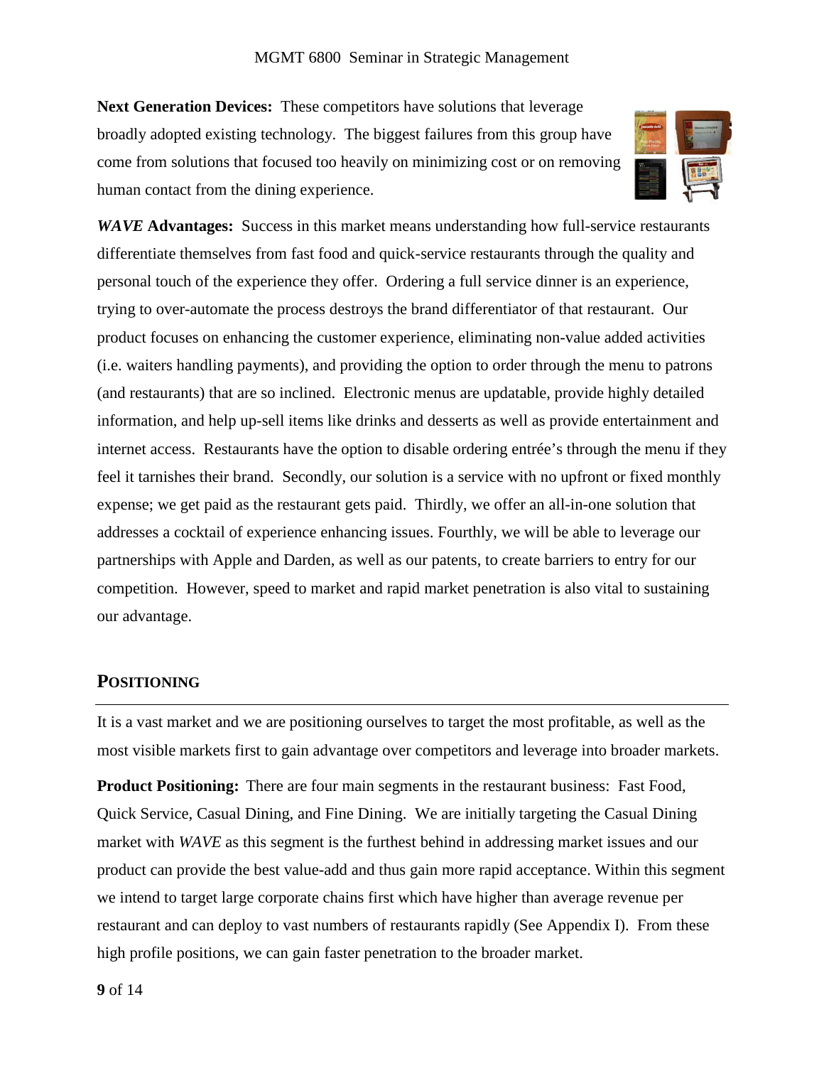**Next Generation Devices:** These competitors have solutions that leverage broadly adopted existing technology. The biggest failures from this group have come from solutions that focused too heavily on minimizing cost or on removing human contact from the dining experience.

***WAVE* Advantages:** Success in this market means understanding how full-service restaurants differentiate themselves from fast food and quick-service restaurants through the quality and personal touch of the experience they offer. Ordering a full service dinner is an experience, trying to over-automate the process destroys the brand differentiator of that restaurant. Our product focuses on enhancing the customer experience, eliminating non-value added activities (i.e. waiters handling payments), and providing the option to order through the menu to patrons (and restaurants) that are so inclined. Electronic menus are updatable, provide highly detailed information, and help up-sell items like drinks and desserts as well as provide entertainment and internet access. Restaurants have the option to disable ordering entrée's through the menu if they feel it tarnishes their brand. Secondly, our solution is a service with no upfront or fixed monthly expense; we get paid as the restaurant gets paid. Thirdly, we offer an all-in-one solution that addresses a cocktail of experience enhancing issues. Fourthly, we will be able to leverage our partnerships with Apple and Darden, as well as our patents, to create barriers to entry for our competition. However, speed to market and rapid market penetration is also vital to sustaining our advantage.

## Positioning

It is a vast market and we are positioning ourselves to target the most profitable, as well as the most visible markets first to gain advantage over competitors and leverage into broader markets.

**Product Positioning:** There are four main segments in the restaurant business: Fast Food, Quick Service, Casual Dining, and Fine Dining. We are initially targeting the Casual Dining market with *WAVE* as this segment is the furthest behind in addressing market issues and our product can provide the best value-add and thus gain more rapid acceptance. Within this segment we intend to target large corporate chains first which have higher than average revenue per restaurant and can deploy to vast numbers of restaurants rapidly (See Appendix I). From these high profile positions, we can gain faster penetration to the broader market.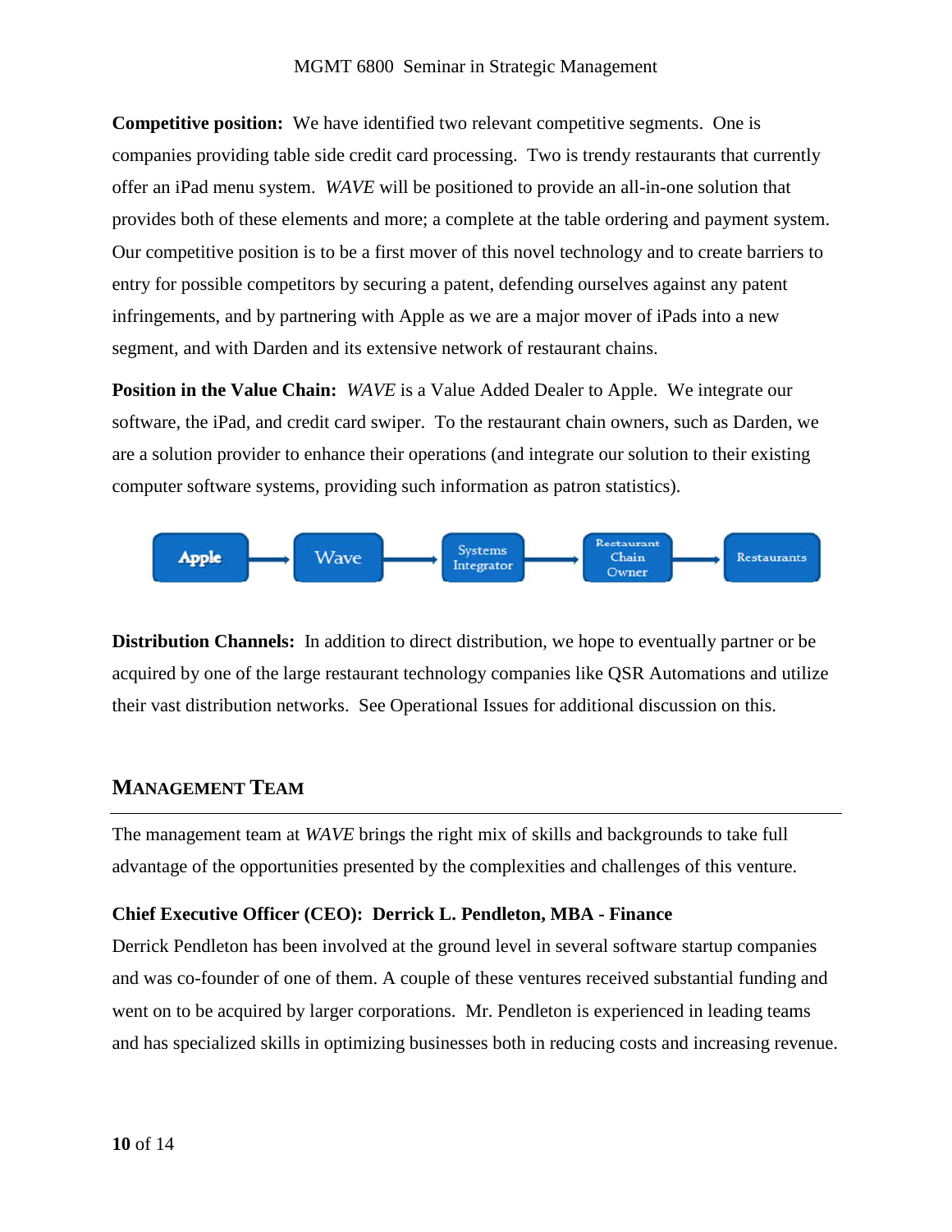**Competitive position:** We have identified two relevant competitive segments. One is companies providing table side credit card processing. Two is trendy restaurants that currently offer an iPad menu system. *WAVE* will be positioned to provide an all-in-one solution that provides both of these elements and more; a complete at the table ordering and payment system. Our competitive position is to be a first mover of this novel technology and to create barriers to entry for possible competitors by securing a patent, defending ourselves against any patent infringements, and by partnering with Apple as we are a major mover of iPads into a new segment, and with Darden and its extensive network of restaurant chains.

**Position in the Value Chain:** *WAVE* is a Value Added Dealer to Apple. We integrate our software, the iPad, and credit card swiper. To the restaurant chain owners, such as Darden, we are a solution provider to enhance their operations (and integrate our solution to their existing computer software systems, providing such information as patron statistics).

Apple → Wave → Systems Integrator → Restaurant Chain Owner → Restaurants

**Distribution Channels:** In addition to direct distribution, we hope to eventually partner or be acquired by one of the large restaurant technology companies like QSR Automations and utilize their vast distribution networks. See Operational Issues for additional discussion on this.

## Management Team

The management team at *WAVE* brings the right mix of skills and backgrounds to take full advantage of the opportunities presented by the complexities and challenges of this venture.

**Chief Executive Officer (CEO): Derrick L. Pendleton, MBA - Finance**

Derrick Pendleton has been involved at the ground level in several software startup companies and was co-founder of one of them. A couple of these ventures received substantial funding and went on to be acquired by larger corporations. Mr. Pendleton is experienced in leading teams and has specialized skills in optimizing businesses both in reducing costs and increasing revenue.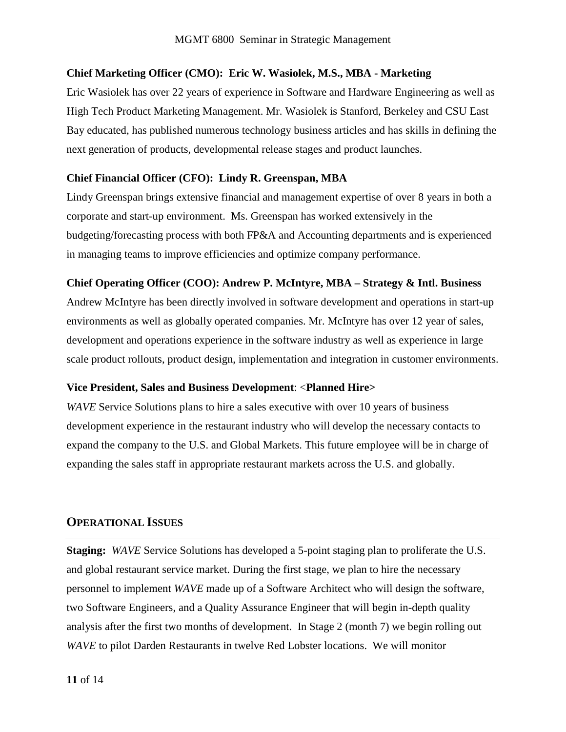**Chief Marketing Officer (CMO): Eric W. Wasiolek, M.S., MBA - Marketing**

Eric Wasiolek has over 22 years of experience in Software and Hardware Engineering as well as High Tech Product Marketing Management. Mr. Wasiolek is Stanford, Berkeley and CSU East Bay educated, has published numerous technology business articles and has skills in defining the next generation of products, developmental release stages and product launches.

**Chief Financial Officer (CFO): Lindy R. Greenspan, MBA**

Lindy Greenspan brings extensive financial and management expertise of over 8 years in both a corporate and start-up environment. Ms. Greenspan has worked extensively in the budgeting/forecasting process with both FP&A and Accounting departments and is experienced in managing teams to improve efficiencies and optimize company performance.

**Chief Operating Officer (COO): Andrew P. McIntyre, MBA – Strategy & Intl. Business**

Andrew McIntyre has been directly involved in software development and operations in start-up environments as well as globally operated companies. Mr. McIntyre has over 12 year of sales, development and operations experience in the software industry as well as experience in large scale product rollouts, product design, implementation and integration in customer environments.

**Vice President, Sales and Business Development**: <**Planned Hire>**

*WAVE* Service Solutions plans to hire a sales executive with over 10 years of business development experience in the restaurant industry who will develop the necessary contacts to expand the company to the U.S. and Global Markets. This future employee will be in charge of expanding the sales staff in appropriate restaurant markets across the U.S. and globally.

## Operational Issues

**Staging:** *WAVE* Service Solutions has developed a 5-point staging plan to proliferate the U.S. and global restaurant service market. During the first stage, we plan to hire the necessary personnel to implement *WAVE* made up of a Software Architect who will design the software, two Software Engineers, and a Quality Assurance Engineer that will begin in-depth quality analysis after the first two months of development. In Stage 2 (month 7) we begin rolling out *WAVE* to pilot Darden Restaurants in twelve Red Lobster locations. We will monitor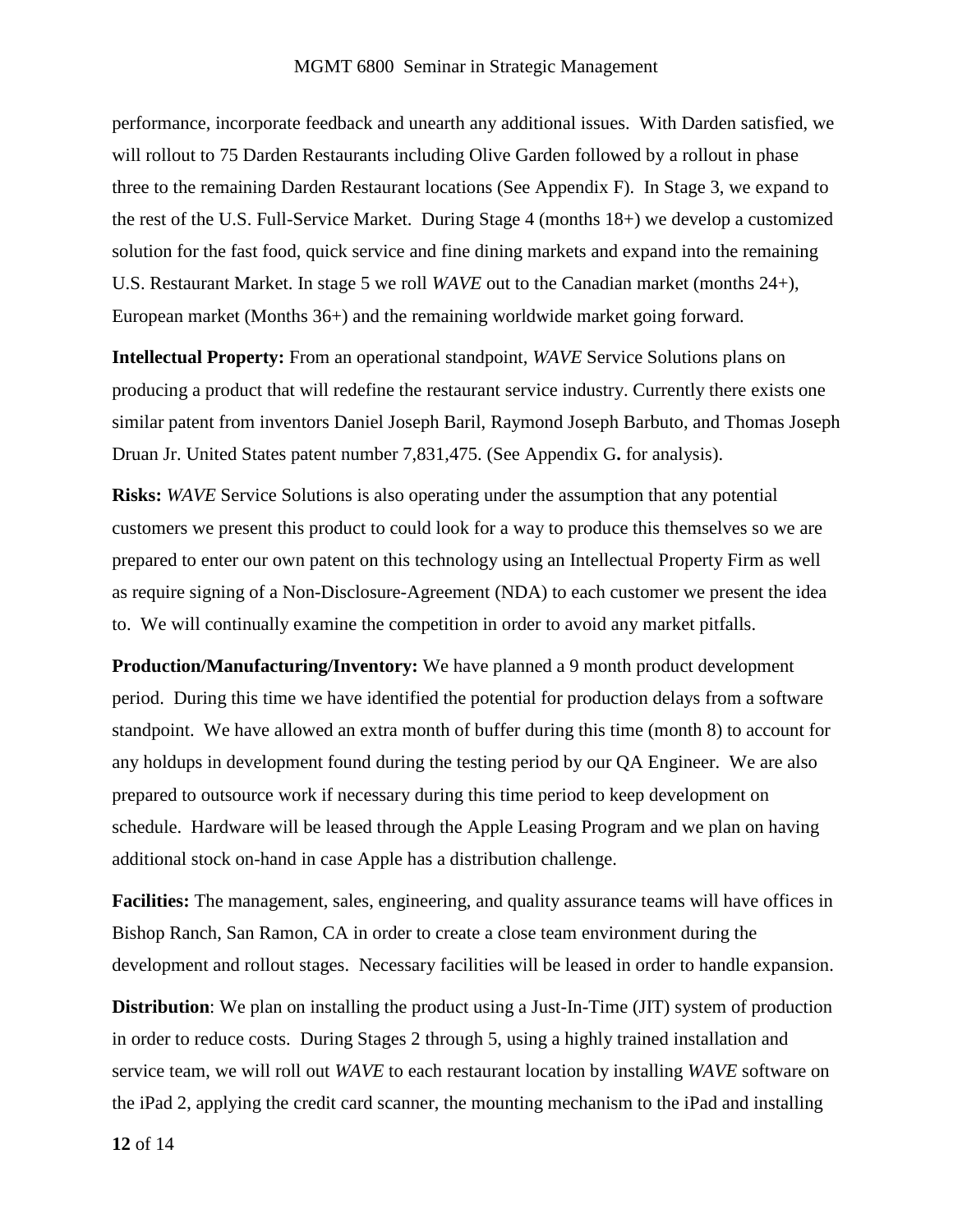performance, incorporate feedback and unearth any additional issues. With Darden satisfied, we will rollout to 75 Darden Restaurants including Olive Garden followed by a rollout in phase three to the remaining Darden Restaurant locations (See Appendix F). In Stage 3, we expand to the rest of the U.S. Full-Service Market. During Stage 4 (months 18+) we develop a customized solution for the fast food, quick service and fine dining markets and expand into the remaining U.S. Restaurant Market. In stage 5 we roll *WAVE* out to the Canadian market (months 24+), European market (Months 36+) and the remaining worldwide market going forward.

**Intellectual Property:** From an operational standpoint, *WAVE* Service Solutions plans on producing a product that will redefine the restaurant service industry. Currently there exists one similar patent from inventors Daniel Joseph Baril, Raymond Joseph Barbuto, and Thomas Joseph Druan Jr. United States patent number 7,831,475. (See Appendix G**.** for analysis).

**Risks:** *WAVE* Service Solutions is also operating under the assumption that any potential customers we present this product to could look for a way to produce this themselves so we are prepared to enter our own patent on this technology using an Intellectual Property Firm as well as require signing of a Non-Disclosure-Agreement (NDA) to each customer we present the idea to. We will continually examine the competition in order to avoid any market pitfalls.

**Production/Manufacturing/Inventory:** We have planned a 9 month product development period. During this time we have identified the potential for production delays from a software standpoint. We have allowed an extra month of buffer during this time (month 8) to account for any holdups in development found during the testing period by our QA Engineer. We are also prepared to outsource work if necessary during this time period to keep development on schedule. Hardware will be leased through the Apple Leasing Program and we plan on having additional stock on-hand in case Apple has a distribution challenge.

**Facilities:** The management, sales, engineering, and quality assurance teams will have offices in Bishop Ranch, San Ramon, CA in order to create a close team environment during the development and rollout stages. Necessary facilities will be leased in order to handle expansion.

**Distribution**: We plan on installing the product using a Just-In-Time (JIT) system of production in order to reduce costs. During Stages 2 through 5, using a highly trained installation and service team, we will roll out *WAVE* to each restaurant location by installing *WAVE* software on the iPad 2, applying the credit card scanner, the mounting mechanism to the iPad and installing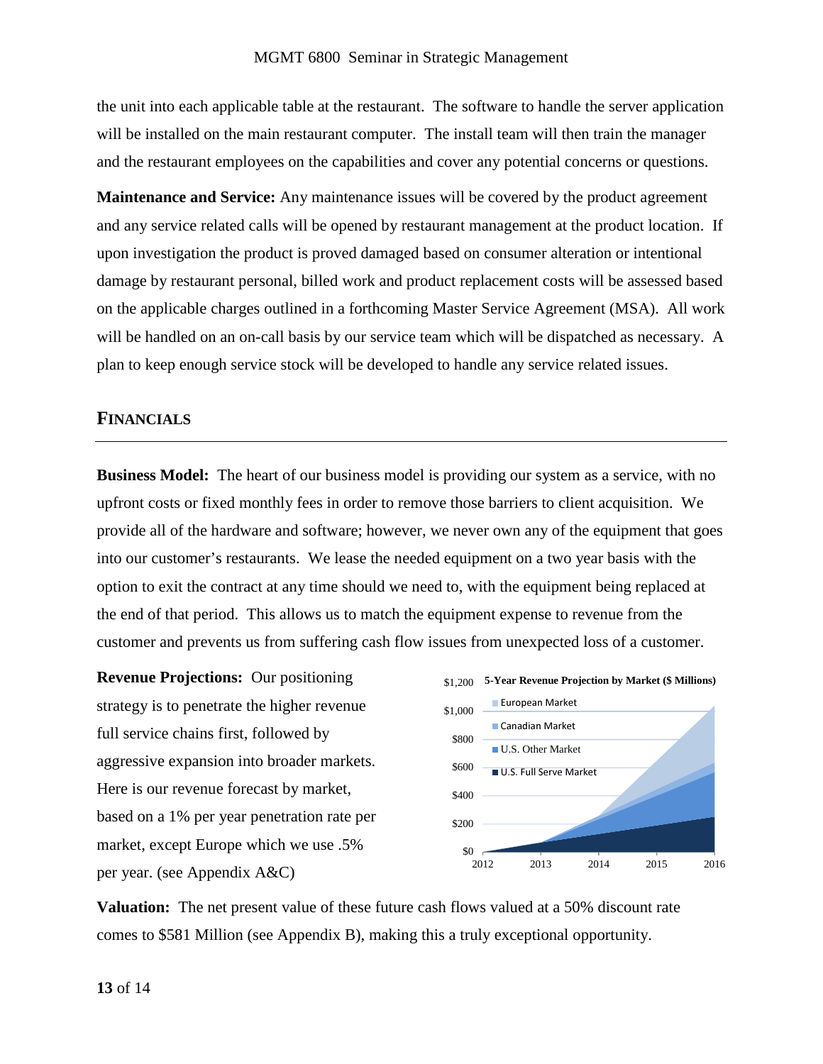the unit into each applicable table at the restaurant. The software to handle the server application will be installed on the main restaurant computer. The install team will then train the manager and the restaurant employees on the capabilities and cover any potential concerns or questions.

**Maintenance and Service:** Any maintenance issues will be covered by the product agreement and any service related calls will be opened by restaurant management at the product location. If upon investigation the product is proved damaged based on consumer alteration or intentional damage by restaurant personal, billed work and product replacement costs will be assessed based on the applicable charges outlined in a forthcoming Master Service Agreement (MSA). All work will be handled on an on-call basis by our service team which will be dispatched as necessary. A plan to keep enough service stock will be developed to handle any service related issues.

## FINANCIALS

**Business Model:** The heart of our business model is providing our system as a service, with no upfront costs or fixed monthly fees in order to remove those barriers to client acquisition. We provide all of the hardware and software; however, we never own any of the equipment that goes into our customer's restaurants. We lease the needed equipment on a two year basis with the option to exit the contract at any time should we need to, with the equipment being replaced at the end of that period. This allows us to match the equipment expense to revenue from the customer and prevents us from suffering cash flow issues from unexpected loss of a customer.

**Revenue Projections:** Our positioning strategy is to penetrate the higher revenue full service chains first, followed by aggressive expansion into broader markets. Here is our revenue forecast by market, based on a 1% per year penetration rate per market, except Europe which we use .5% per year. (see Appendix A&C)

**5-Year Revenue Projection by Market ($ Millions)**

Legend: European Market; Canadian Market; U.S. Other Market; U.S. Full Serve Market

Y-axis: $0, $200, $400, $600, $800, $1,000, $1,200

X-axis: 2012, 2013, 2014, 2015, 2016

**Valuation:** The net present value of these future cash flows valued at a 50% discount rate comes to $581 Million (see Appendix B), making this a truly exceptional opportunity.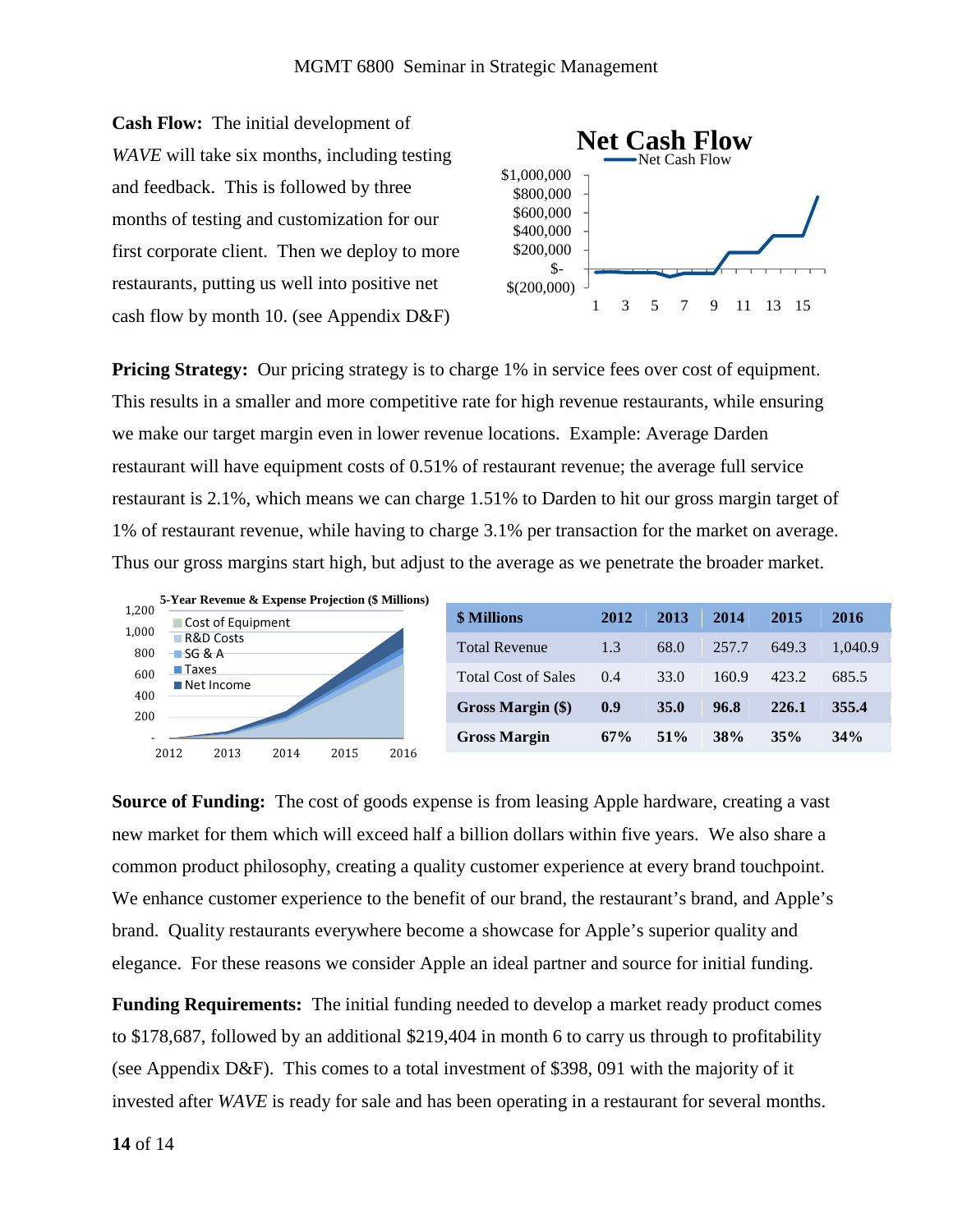**Cash Flow:** The initial development of *WAVE* will take six months, including testing and feedback. This is followed by three months of testing and customization for our first corporate client. Then we deploy to more restaurants, putting us well into positive net cash flow by month 10. (see Appendix D&F)

**Pricing Strategy:** Our pricing strategy is to charge 1% in service fees over cost of equipment. This results in a smaller and more competitive rate for high revenue restaurants, while ensuring we make our target margin even in lower revenue locations. Example: Average Darden restaurant will have equipment costs of 0.51% of restaurant revenue; the average full service restaurant is 2.1%, which means we can charge 1.51% to Darden to hit our gross margin target of 1% of restaurant revenue, while having to charge 3.1% per transaction for the market on average. Thus our gross margins start high, but adjust to the average as we penetrate the broader market.

| $ Millions | 2012 | 2013 | 2014 | 2015 | 2016 |
|---|---|---|---|---|---|
| Total Revenue | 1.3 | 68.0 | 257.7 | 649.3 | 1,040.9 |
| Total Cost of Sales | 0.4 | 33.0 | 160.9 | 423.2 | 685.5 |
| **Gross Margin ($)** | **0.9** | **35.0** | **96.8** | **226.1** | **355.4** |
| **Gross Margin** | **67%** | **51%** | **38%** | **35%** | **34%** |

**Source of Funding:** The cost of goods expense is from leasing Apple hardware, creating a vast new market for them which will exceed half a billion dollars within five years. We also share a common product philosophy, creating a quality customer experience at every brand touchpoint. We enhance customer experience to the benefit of our brand, the restaurant's brand, and Apple's brand. Quality restaurants everywhere become a showcase for Apple's superior quality and elegance. For these reasons we consider Apple an ideal partner and source for initial funding.

**Funding Requirements:** The initial funding needed to develop a market ready product comes to $178,687, followed by an additional $219,404 in month 6 to carry us through to profitability (see Appendix D&F). This comes to a total investment of $398, 091 with the majority of it invested after *WAVE* is ready for sale and has been operating in a restaurant for several months.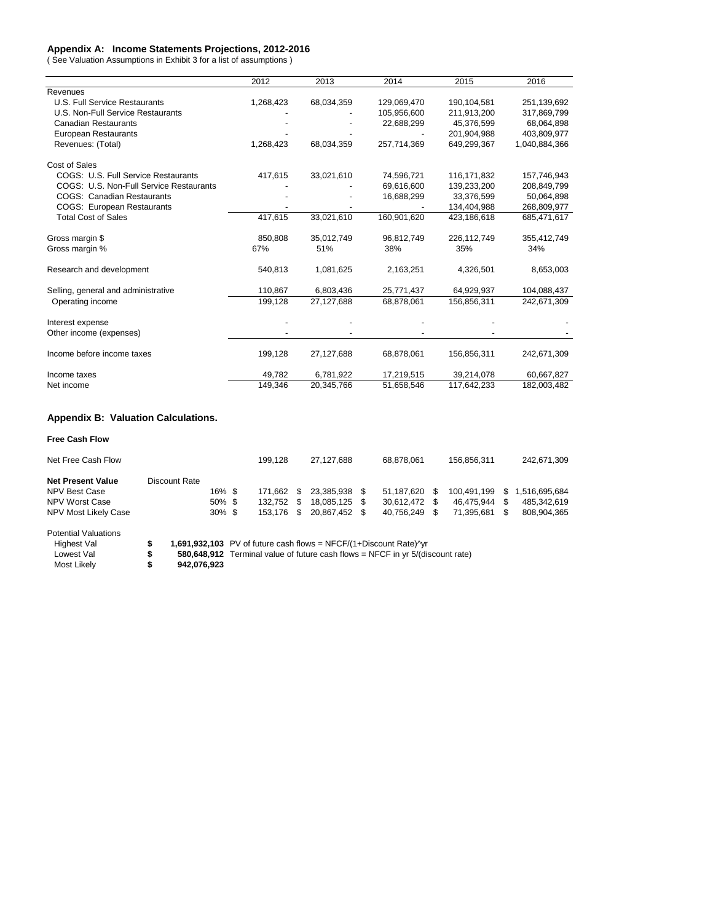### Appendix A: Income Statements Projections, 2012-2016

( See Valuation Assumptions in Exhibit 3 for a list of assumptions )

| | 2012 | 2013 | 2014 | 2015 | 2016 |
|---|---|---|---|---|---|
| Revenues | | | | | |
| U.S. Full Service Restaurants | 1,268,423 | 68,034,359 | 129,069,470 | 190,104,581 | 251,139,692 |
| U.S. Non-Full Service Restaurants | - | - | 105,956,600 | 211,913,200 | 317,869,799 |
| Canadian Restaurants | - | - | 22,688,299 | 45,376,599 | 68,064,898 |
| European Restaurants | - | - | - | 201,904,988 | 403,809,977 |
| Revenues: (Total) | 1,268,423 | 68,034,359 | 257,714,369 | 649,299,367 | 1,040,884,366 |
| | | | | | |
| Cost of Sales | | | | | |
| COGS: U.S. Full Service Restaurants | 417,615 | 33,021,610 | 74,596,721 | 116,171,832 | 157,746,943 |
| COGS: U.S. Non-Full Service Restaurants | - | - | 69,616,600 | 139,233,200 | 208,849,799 |
| COGS: Canadian Restaurants | - | - | 16,688,299 | 33,376,599 | 50,064,898 |
| COGS: European Restaurants | - | - | - | 134,404,988 | 268,809,977 |
| Total Cost of Sales | 417,615 | 33,021,610 | 160,901,620 | 423,186,618 | 685,471,617 |
| | | | | | |
| Gross margin $ | 850,808 | 35,012,749 | 96,812,749 | 226,112,749 | 355,412,749 |
| Gross margin % | 67% | 51% | 38% | 35% | 34% |
| | | | | | |
| Research and development | 540,813 | 1,081,625 | 2,163,251 | 4,326,501 | 8,653,003 |
| | | | | | |
| Selling, general and administrative | 110,867 | 6,803,436 | 25,771,437 | 64,929,937 | 104,088,437 |
| Operating income | 199,128 | 27,127,688 | 68,878,061 | 156,856,311 | 242,671,309 |
| | | | | | |
| Interest expense | - | - | - | - | - |
| Other income (expenses) | - | - | - | - | - |
| | | | | | |
| Income before income taxes | 199,128 | 27,127,688 | 68,878,061 | 156,856,311 | 242,671,309 |
| | | | | | |
| Income taxes | 49,782 | 6,781,922 | 17,219,515 | 39,214,078 | 60,667,827 |
| Net income | 149,346 | 20,345,766 | 51,658,546 | 117,642,233 | 182,003,482 |

### Appendix B: Valuation Calculations.

**Free Cash Flow**

| | Discount Rate | | | | | |
|---|---|---|---|---|---|---|
| Net Free Cash Flow | | 199,128 | 27,127,688 | 68,878,061 | 156,856,311 | 242,671,309 |
| **Net Present Value** | | | | | | |
| NPV Best Case | 16% | $ 171,662 | $ 23,385,938 | $ 51,187,620 | $ 100,491,199 | $ 1,516,695,684 |
| NPV Worst Case | 50% | $ 132,752 | $ 18,085,125 | $ 30,612,472 | $ 46,475,944 | $ 485,342,619 |
| NPV Most Likely Case | 30% | $ 153,176 | $ 20,867,452 | $ 40,756,249 | $ 71,395,681 | $ 808,904,365 |

Potential Valuations

| | | |
|---|---|---|
| Highest Val | **$ 1,691,932,103** | PV of future cash flows = NFCF/(1+Discount Rate)^yr |
| Lowest Val | **$ 580,648,912** | Terminal value of future cash flows = NFCF in yr 5/(discount rate) |
| Most Likely | **$ 942,076,923** | |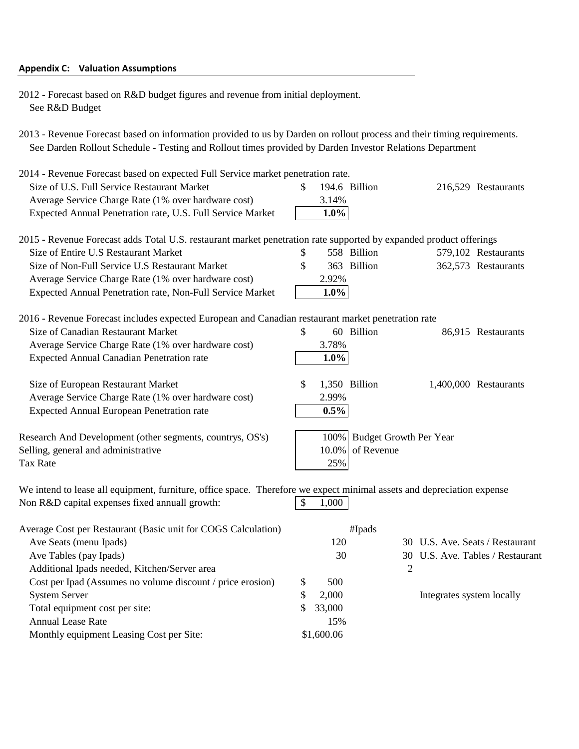**Appendix C: Valuation Assumptions**

2012 - Forecast based on R&D budget figures and revenue from initial deployment.
See R&D Budget

2013 - Revenue Forecast based on information provided to us by Darden on rollout process and their timing requirements.
See Darden Rollout Schedule - Testing and Rollout times provided by Darden Investor Relations Department

2014 - Revenue Forecast based on expected Full Service market penetration rate.

| | | | | |
|---|---|---|---|---|
| Size of U.S. Full Service Restaurant Market | $ 194.6 | Billion | 216,529 | Restaurants |
| Average Service Charge Rate (1% over hardware cost) | 3.14% | | | |
| Expected Annual Penetration rate, U.S. Full Service Market | **1.0%** | | | |

2015 - Revenue Forecast adds Total U.S. restaurant market penetration rate supported by expanded product offerings

| | | | | |
|---|---|---|---|---|
| Size of Entire U.S Restaurant Market | $ 558 | Billion | 579,102 | Restaurants |
| Size of Non-Full Service U.S Restaurant Market | $ 363 | Billion | 362,573 | Restaurants |
| Average Service Charge Rate (1% over hardware cost) | 2.92% | | | |
| Expected Annual Penetration rate, Non-Full Service Market | **1.0%** | | | |

2016 - Revenue Forecast includes expected European and Canadian restaurant market penetration rate

| | | | | |
|---|---|---|---|---|
| Size of Canadian Restaurant Market | $ 60 | Billion | 86,915 | Restaurants |
| Average Service Charge Rate (1% over hardware cost) | 3.78% | | | |
| Expected Annual Canadian Penetration rate | **1.0%** | | | |
| | | | | |
| Size of European Restaurant Market | $ 1,350 | Billion | 1,400,000 | Restaurants |
| Average Service Charge Rate (1% over hardware cost) | 2.99% | | | |
| Expected Annual European Penetration rate | **0.5%** | | | |

| | | |
|---|---|---|
| Research And Development (other segments, countrys, OS's) | 100% | Budget Growth Per Year |
| Selling, general and administrative | 10.0% | of Revenue |
| Tax Rate | 25% | |

We intend to lease all equipment, furniture, office space. Therefore we expect minimal assets and depreciation expense

| | |
|---|---|
| Non R&D capital expenses fixed annuall growth: | $ 1,000 |

| Average Cost per Restaurant (Basic unit for COGS Calculation) | | #Ipads | |
|---|---|---|---|
| Ave Seats (menu Ipads) | 120 | 30 | U.S. Ave. Seats / Restaurant |
| Ave Tables (pay Ipads) | 30 | 30 | U.S. Ave. Tables / Restaurant |
| Additional Ipads needed, Kitchen/Server area | | 2 | |
| Cost per Ipad (Assumes no volume discount / price erosion) | $ 500 | | |
| System Server | $ 2,000 | | Integrates system locally |
| Total equipment cost per site: | $ 33,000 | | |
| Annual Lease Rate | 15% | | |
| Monthly equipment Leasing Cost per Site: | $1,600.06 | | |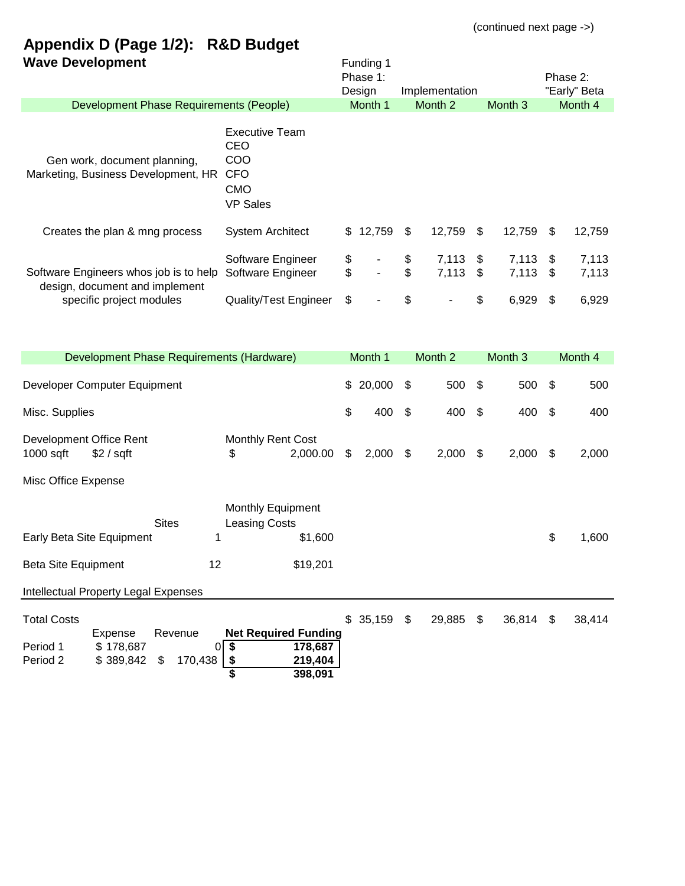(continued next page ->)

# Appendix D (Page 1/2): R&D Budget

## Wave Development

| Development Phase Requirements (People) | | Funding 1 Phase 1: Design Month 1 | Implementation Month 2 | Month 3 | Phase 2: "Early" Beta Month 4 |
|---|---|---|---|---|---|
| Gen work, document planning, Marketing, Business Development, HR | Executive Team | | | | |
| | CEO | | | | |
| | COO | | | | |
| | CFO | | | | |
| | CMO | | | | |
| | VP Sales | | | | |
| Creates the plan & mng process | System Architect | $ 12,759 | $ 12,759 | $ 12,759 | $ 12,759 |
| Software Engineers whos job is to help design, document and implement specific project modules | Software Engineer | $ - | $ 7,113 | $ 7,113 | $ 7,113 |
| | Software Engineer | $ - | $ 7,113 | $ 7,113 | $ 7,113 |
| | Quality/Test Engineer | $ - | $ - | $ 6,929 | $ 6,929 |

| Development Phase Requirements (Hardware) | Sites | | Month 1 | Month 2 | Month 3 | Month 4 |
|---|---|---|---|---|---|---|
| Developer Computer Equipment | | | $ 20,000 | $ 500 | $ 500 | $ 500 |
| Misc. Supplies | | | $ 400 | $ 400 | $ 400 | $ 400 |
| Development Office Rent 1000 sqft $2 / sqft | | Monthly Rent Cost $ 2,000.00 | $ 2,000 | $ 2,000 | $ 2,000 | $ 2,000 |
| Misc Office Expense | | | | | | |
| | | Monthly Equipment Leasing Costs | | | | |
| Early Beta Site Equipment | 1 | $1,600 | | | | $ 1,600 |
| Beta Site Equipment | 12 | $19,201 | | | | |
| Intellectual Property Legal Expenses | | | | | | |
| Total Costs | | | $ 35,159 | $ 29,885 | $ 36,814 | $ 38,414 |

| | Expense | Revenue | Net Required Funding |
|---|---|---|---|
| Period 1 | $ 178,687 | 0 | $ 178,687 |
| Period 2 | $ 389,842 | $ 170,438 | $ 219,404 |
| | | | $ 398,091 |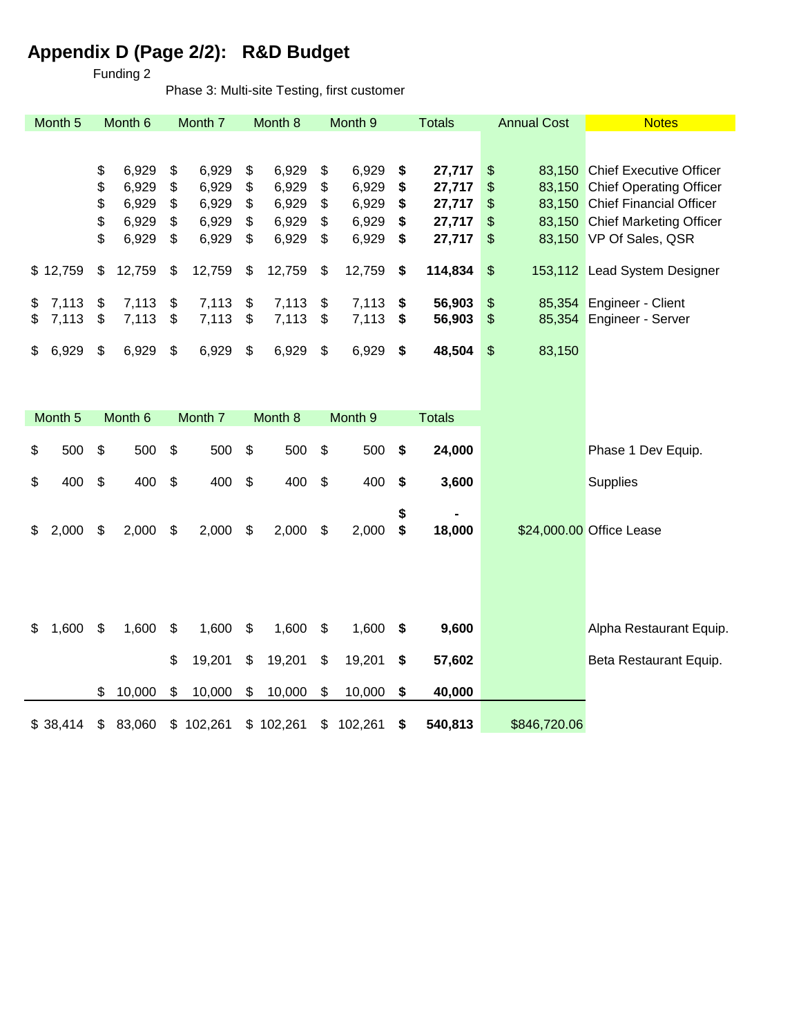# Appendix D (Page 2/2): R&D Budget

Funding 2

Phase 3: Multi-site Testing, first customer

| Month 5 | Month 6 | Month 7 | Month 8 | Month 9 | Totals | Annual Cost | Notes |
|---|---|---|---|---|---|---|---|
| | $ 6,929 | $ 6,929 | $ 6,929 | $ 6,929 | **$ 27,717** | $ 83,150 | Chief Executive Officer |
| | $ 6,929 | $ 6,929 | $ 6,929 | $ 6,929 | **$ 27,717** | $ 83,150 | Chief Operating Officer |
| | $ 6,929 | $ 6,929 | $ 6,929 | $ 6,929 | **$ 27,717** | $ 83,150 | Chief Financial Officer |
| | $ 6,929 | $ 6,929 | $ 6,929 | $ 6,929 | **$ 27,717** | $ 83,150 | Chief Marketing Officer |
| | $ 6,929 | $ 6,929 | $ 6,929 | $ 6,929 | **$ 27,717** | $ 83,150 | VP Of Sales, QSR |
| $ 12,759 | $ 12,759 | $ 12,759 | $ 12,759 | $ 12,759 | **$ 114,834** | $ 153,112 | Lead System Designer |
| $ 7,113 | $ 7,113 | $ 7,113 | $ 7,113 | $ 7,113 | **$ 56,903** | $ 85,354 | Engineer - Client |
| $ 7,113 | $ 7,113 | $ 7,113 | $ 7,113 | $ 7,113 | **$ 56,903** | $ 85,354 | Engineer - Server |
| $ 6,929 | $ 6,929 | $ 6,929 | $ 6,929 | $ 6,929 | **$ 48,504** | $ 83,150 | |

| Month 5 | Month 6 | Month 7 | Month 8 | Month 9 | Totals | Annual Cost | Notes |
|---|---|---|---|---|---|---|---|
| $ 500 | $ 500 | $ 500 | $ 500 | $ 500 | **$ 24,000** | | Phase 1 Dev Equip. |
| $ 400 | $ 400 | $ 400 | $ 400 | $ 400 | **$ 3,600** | | Supplies |
| | | | | | **$ -** | | |
| $ 2,000 | $ 2,000 | $ 2,000 | $ 2,000 | $ 2,000 | **$ 18,000** | $24,000.00 | Office Lease |
| $ 1,600 | $ 1,600 | $ 1,600 | $ 1,600 | $ 1,600 | **$ 9,600** | | Alpha Restaurant Equip. |
| | | $ 19,201 | $ 19,201 | $ 19,201 | **$ 57,602** | | Beta Restaurant Equip. |
| | $ 10,000 | $ 10,000 | $ 10,000 | $ 10,000 | **$ 40,000** | | |
| $ 38,414 | $ 83,060 | $ 102,261 | $ 102,261 | $ 102,261 | **$ 540,813** | $846,720.06 | |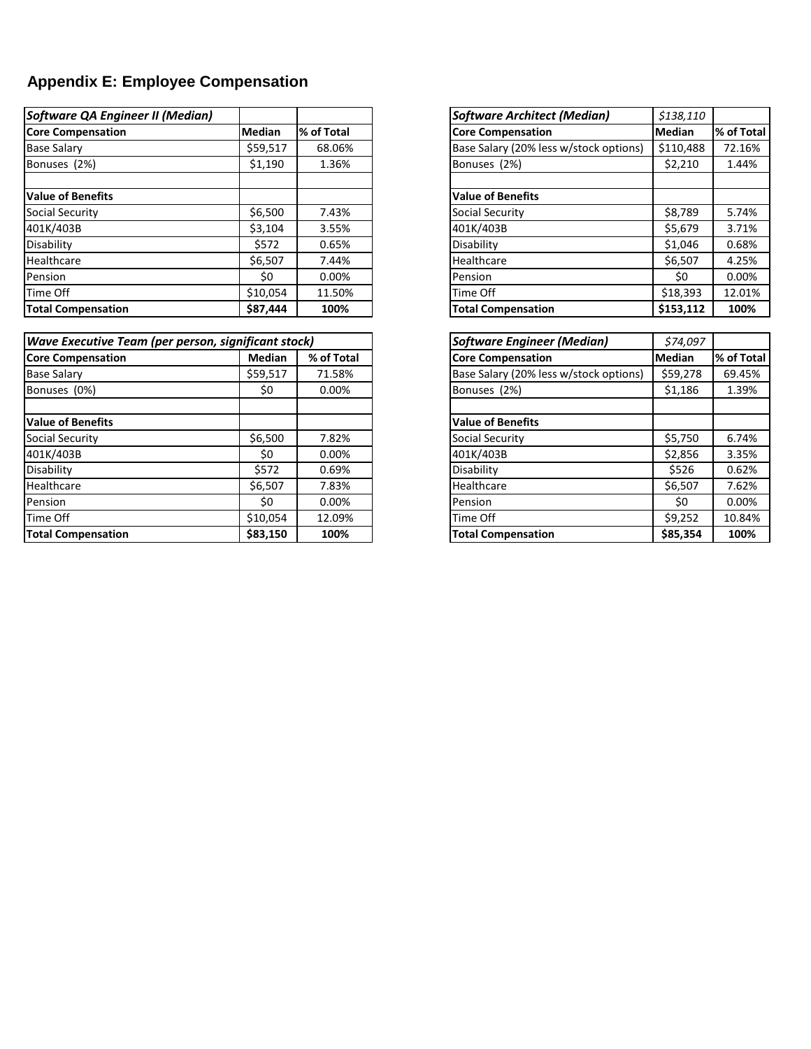## Appendix E: Employee Compensation

| *Software QA Engineer II (Median)* | | |
|---|---|---|
| **Core Compensation** | **Median** | **% of Total** |
| Base Salary | $59,517 | 68.06% |
| Bonuses (2%) | $1,190 | 1.36% |
| | | |
| **Value of Benefits** | | |
| Social Security | $6,500 | 7.43% |
| 401K/403B | $3,104 | 3.55% |
| Disability | $572 | 0.65% |
| Healthcare | $6,507 | 7.44% |
| Pension | $0 | 0.00% |
| Time Off | $10,054 | 11.50% |
| **Total Compensation** | **$87,444** | **100%** |

| *Software Architect (Median)* | *$138,110* | |
|---|---|---|
| **Core Compensation** | **Median** | **% of Total** |
| Base Salary (20% less w/stock options) | $110,488 | 72.16% |
| Bonuses (2%) | $2,210 | 1.44% |
| | | |
| **Value of Benefits** | | |
| Social Security | $8,789 | 5.74% |
| 401K/403B | $5,679 | 3.71% |
| Disability | $1,046 | 0.68% |
| Healthcare | $6,507 | 4.25% |
| Pension | $0 | 0.00% |
| Time Off | $18,393 | 12.01% |
| **Total Compensation** | **$153,112** | **100%** |

| *Wave Executive Team (per person, significant stock)* | | |
|---|---|---|
| **Core Compensation** | **Median** | **% of Total** |
| Base Salary | $59,517 | 71.58% |
| Bonuses (0%) | $0 | 0.00% |
| | | |
| **Value of Benefits** | | |
| Social Security | $6,500 | 7.82% |
| 401K/403B | $0 | 0.00% |
| Disability | $572 | 0.69% |
| Healthcare | $6,507 | 7.83% |
| Pension | $0 | 0.00% |
| Time Off | $10,054 | 12.09% |
| **Total Compensation** | **$83,150** | **100%** |

| *Software Engineer (Median)* | *$74,097* | |
|---|---|---|
| **Core Compensation** | **Median** | **% of Total** |
| Base Salary (20% less w/stock options) | $59,278 | 69.45% |
| Bonuses (2%) | $1,186 | 1.39% |
| | | |
| **Value of Benefits** | | |
| Social Security | $5,750 | 6.74% |
| 401K/403B | $2,856 | 3.35% |
| Disability | $526 | 0.62% |
| Healthcare | $6,507 | 7.62% |
| Pension | $0 | 0.00% |
| Time Off | $9,252 | 10.84% |
| **Total Compensation** | **$85,354** | **100%** |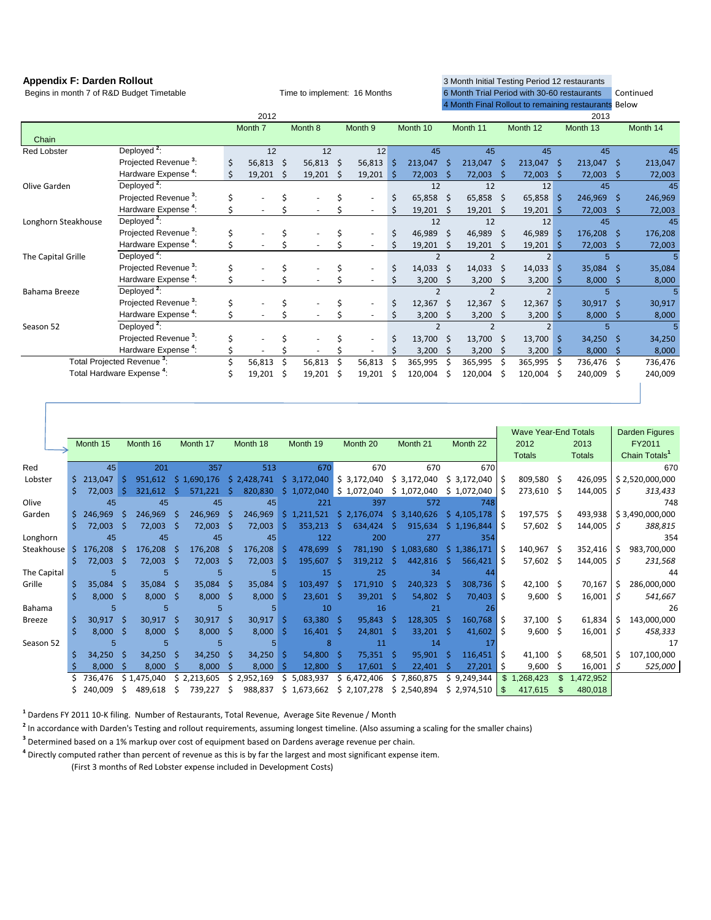## Appendix F: Darden Rollout

Begins in month 7 of R&D Budget Timetable

Time to implement: 16 Months

3 Month Initial Testing Period 12 restaurants
6 Month Trial Period with 30-60 restaurants
4 Month Final Rollout to remaining restaurants

Continued Below

| Chain | | 2012 Month 7 | Month 8 | Month 9 | Month 10 | Month 11 | Month 12 | 2013 Month 13 | Month 14 |
|---|---|---|---|---|---|---|---|---|---|
| Red Lobster | Deployed [2]: | 12 | 12 | 12 | 45 | 45 | 45 | 45 | 45 |
| | Projected Revenue [3]: | $ 56,813 | $ 56,813 | $ 56,813 | $ 213,047 | $ 213,047 | $ 213,047 | $ 213,047 | $ 213,047 |
| | Hardware Expense [4]: | $ 19,201 | $ 19,201 | $ 19,201 | $ 72,003 | $ 72,003 | $ 72,003 | $ 72,003 | $ 72,003 |
| Olive Garden | Deployed [2]: | | | | 12 | 12 | 12 | 45 | 45 |
| | Projected Revenue [3]: | $ - | $ - | $ - | $ 65,858 | $ 65,858 | $ 65,858 | $ 246,969 | $ 246,969 |
| | Hardware Expense [4]: | $ - | $ - | $ - | $ 19,201 | $ 19,201 | $ 19,201 | $ 72,003 | $ 72,003 |
| Longhorn Steakhouse | Deployed [2]: | | | | 12 | 12 | 12 | 45 | 45 |
| | Projected Revenue [3]: | $ - | $ - | $ - | $ 46,989 | $ 46,989 | $ 46,989 | $ 176,208 | $ 176,208 |
| | Hardware Expense [4]: | $ - | $ - | $ - | $ 19,201 | $ 19,201 | $ 19,201 | $ 72,003 | $ 72,003 |
| The Capital Grille | Deployed [2]: | | | | 2 | 2 | 2 | 5 | 5 |
| | Projected Revenue [3]: | $ - | $ - | $ - | $ 14,033 | $ 14,033 | $ 14,033 | $ 35,084 | $ 35,084 |
| | Hardware Expense [4]: | $ - | $ - | $ - | $ 3,200 | $ 3,200 | $ 3,200 | $ 8,000 | $ 8,000 |
| Bahama Breeze | Deployed [2]: | | | | 2 | 2 | 2 | 5 | 5 |
| | Projected Revenue [3]: | $ - | $ - | $ - | $ 12,367 | $ 12,367 | $ 12,367 | $ 30,917 | $ 30,917 |
| | Hardware Expense [4]: | $ - | $ - | $ - | $ 3,200 | $ 3,200 | $ 3,200 | $ 8,000 | $ 8,000 |
| Season 52 | Deployed [2]: | | | | 2 | 2 | 2 | 5 | 5 |
| | Projected Revenue [3]: | $ - | $ - | $ - | $ 13,700 | $ 13,700 | $ 13,700 | $ 34,250 | $ 34,250 |
| | Hardware Expense [4]: | $ - | $ - | $ - | $ 3,200 | $ 3,200 | $ 3,200 | $ 8,000 | $ 8,000 |
| Total Projected Revenue [3]: | | $ 56,813 | $ 56,813 | $ 56,813 | $ 365,995 | $ 365,995 | $ 365,995 | $ 736,476 | $ 736,476 |
| Total Hardware Expense [4]: | | $ 19,201 | $ 19,201 | $ 19,201 | $ 120,004 | $ 120,004 | $ 120,004 | $ 240,009 | $ 240,009 |

| | Month 15 | Month 16 | Month 17 | Month 18 | Month 19 | Month 20 | Month 21 | Month 22 | Wave Year-End Totals 2012 Totals | 2013 Totals | Darden Figures FY2011 Chain Totals[1] |
|---|---|---|---|---|---|---|---|---|---|---|---|
| Red | 45 | 201 | 357 | 513 | 670 | 670 | 670 | 670 | | | 670 |
| Lobster | $ 213,047 | $ 951,612 | $ 1,690,176 | $ 2,428,741 | $ 3,172,040 | $ 3,172,040 | $ 3,172,040 | $ 3,172,040 | $ 809,580 | $ 426,095 | $ 2,520,000,000 |
| | $ 72,003 | $ 321,612 | $ 571,221 | $ 820,830 | $ 1,072,040 | $ 1,072,040 | $ 1,072,040 | $ 1,072,040 | $ 273,610 | $ 144,005 | *$ 313,433* |
| Olive | 45 | 45 | 45 | 45 | 221 | 397 | 572 | 748 | | | 748 |
| Garden | $ 246,969 | $ 246,969 | $ 246,969 | $ 246,969 | $ 1,211,521 | $ 2,176,074 | $ 3,140,626 | $ 4,105,178 | $ 197,575 | $ 493,938 | $ 3,490,000,000 |
| | $ 72,003 | $ 72,003 | $ 72,003 | $ 72,003 | $ 353,213 | $ 634,424 | $ 915,634 | $ 1,196,844 | $ 57,602 | $ 144,005 | *$ 388,815* |
| Longhorn | 45 | 45 | 45 | 45 | 122 | 200 | 277 | 354 | | | 354 |
| Steakhouse | $ 176,208 | $ 176,208 | $ 176,208 | $ 176,208 | $ 478,699 | $ 781,190 | $ 1,083,680 | $ 1,386,171 | $ 140,967 | $ 352,416 | $ 983,700,000 |
| | $ 72,003 | $ 72,003 | $ 72,003 | $ 72,003 | $ 195,607 | $ 319,212 | $ 442,816 | $ 566,421 | $ 57,602 | $ 144,005 | *$ 231,568* |
| The Capital | 5 | 5 | 5 | 5 | 15 | 25 | 34 | 44 | | | 44 |
| Grille | $ 35,084 | $ 35,084 | $ 35,084 | $ 35,084 | $ 103,497 | $ 171,910 | $ 240,323 | $ 308,736 | $ 42,100 | $ 70,167 | $ 286,000,000 |
| | $ 8,000 | $ 8,000 | $ 8,000 | $ 8,000 | $ 23,601 | $ 39,201 | $ 54,802 | $ 70,403 | $ 9,600 | $ 16,001 | *$ 541,667* |
| Bahama | 5 | 5 | 5 | 5 | 10 | 16 | 21 | 26 | | | 26 |
| Breeze | $ 30,917 | $ 30,917 | $ 30,917 | $ 30,917 | $ 63,380 | $ 95,843 | $ 128,305 | $ 160,768 | $ 37,100 | $ 61,834 | $ 143,000,000 |
| | $ 8,000 | $ 8,000 | $ 8,000 | $ 8,000 | $ 16,401 | $ 24,801 | $ 33,201 | $ 41,602 | $ 9,600 | $ 16,001 | *$ 458,333* |
| Season 52 | 5 | 5 | 5 | 5 | 8 | 11 | 14 | 17 | | | 17 |
| | $ 34,250 | $ 34,250 | $ 34,250 | $ 34,250 | $ 54,800 | $ 75,351 | $ 95,901 | $ 116,451 | $ 41,100 | $ 68,501 | $ 107,100,000 |
| | $ 8,000 | $ 8,000 | $ 8,000 | $ 8,000 | $ 12,800 | $ 17,601 | $ 22,401 | $ 27,201 | $ 9,600 | $ 16,001 | *$ 525,000* |
| | $ 736,476 | $ 1,475,040 | $ 2,213,605 | $ 2,952,169 | $ 5,083,937 | $ 6,472,406 | $ 7,860,875 | $ 9,249,344 | $ 1,268,423 | $ 1,472,952 | |
| | $ 240,009 | $ 489,618 | $ 739,227 | $ 988,837 | $ 1,673,662 | $ 2,107,278 | $ 2,540,894 | $ 2,974,510 | $ 417,615 | $ 480,018 | |

[1] Dardens FY 2011 10-K filing. Number of Restaurants, Total Revenue, Average Site Revenue / Month

[2] In accordance with Darden's Testing and rollout requirements, assuming longest timeline. (Also assuming a scaling for the smaller chains)

[3] Determined based on a 1% markup over cost of equipment based on Dardens average revenue per chain.

[4] Directly computed rather than percent of revenue as this is by far the largest and most significant expense item.
(First 3 months of Red Lobster expense included in Development Costs)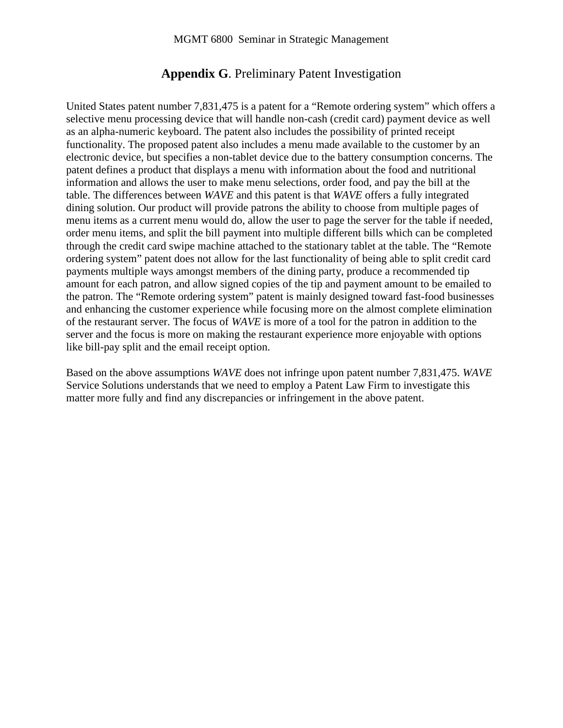# **Appendix G**. Preliminary Patent Investigation

United States patent number 7,831,475 is a patent for a "Remote ordering system" which offers a selective menu processing device that will handle non-cash (credit card) payment device as well as an alpha-numeric keyboard. The patent also includes the possibility of printed receipt functionality. The proposed patent also includes a menu made available to the customer by an electronic device, but specifies a non-tablet device due to the battery consumption concerns. The patent defines a product that displays a menu with information about the food and nutritional information and allows the user to make menu selections, order food, and pay the bill at the table. The differences between *WAVE* and this patent is that *WAVE* offers a fully integrated dining solution. Our product will provide patrons the ability to choose from multiple pages of menu items as a current menu would do, allow the user to page the server for the table if needed, order menu items, and split the bill payment into multiple different bills which can be completed through the credit card swipe machine attached to the stationary tablet at the table. The "Remote ordering system" patent does not allow for the last functionality of being able to split credit card payments multiple ways amongst members of the dining party, produce a recommended tip amount for each patron, and allow signed copies of the tip and payment amount to be emailed to the patron. The "Remote ordering system" patent is mainly designed toward fast-food businesses and enhancing the customer experience while focusing more on the almost complete elimination of the restaurant server. The focus of *WAVE* is more of a tool for the patron in addition to the server and the focus is more on making the restaurant experience more enjoyable with options like bill-pay split and the email receipt option.

Based on the above assumptions *WAVE* does not infringe upon patent number 7,831,475. *WAVE* Service Solutions understands that we need to employ a Patent Law Firm to investigate this matter more fully and find any discrepancies or infringement in the above patent.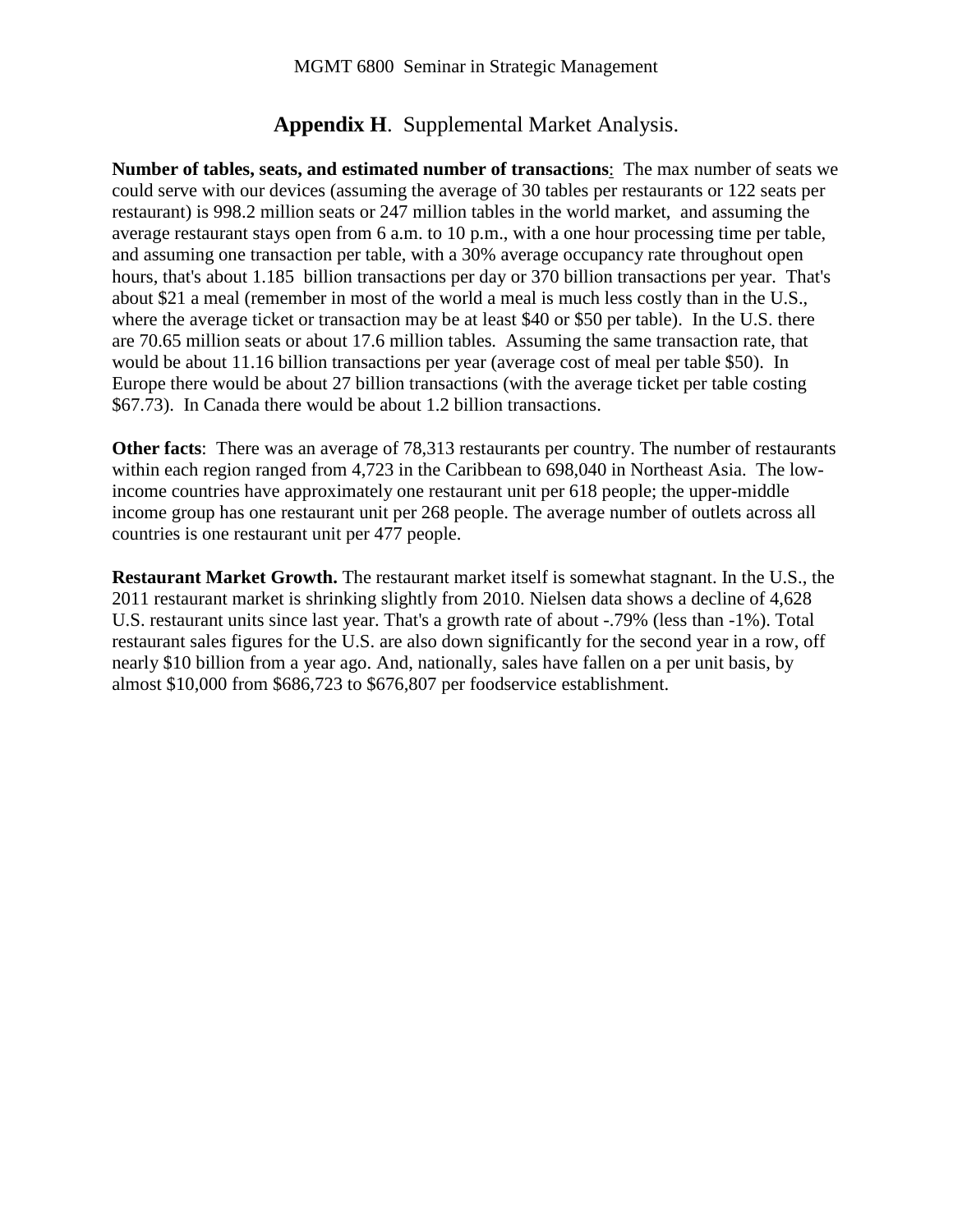## **Appendix H**. Supplemental Market Analysis.

**Number of tables, seats, and estimated number of transactions**: The max number of seats we could serve with our devices (assuming the average of 30 tables per restaurants or 122 seats per restaurant) is 998.2 million seats or 247 million tables in the world market, and assuming the average restaurant stays open from 6 a.m. to 10 p.m., with a one hour processing time per table, and assuming one transaction per table, with a 30% average occupancy rate throughout open hours, that's about 1.185 billion transactions per day or 370 billion transactions per year. That's about $21 a meal (remember in most of the world a meal is much less costly than in the U.S., where the average ticket or transaction may be at least $40 or $50 per table). In the U.S. there are 70.65 million seats or about 17.6 million tables. Assuming the same transaction rate, that would be about 11.16 billion transactions per year (average cost of meal per table $50). In Europe there would be about 27 billion transactions (with the average ticket per table costing $67.73). In Canada there would be about 1.2 billion transactions.

**Other facts**: There was an average of 78,313 restaurants per country. The number of restaurants within each region ranged from 4,723 in the Caribbean to 698,040 in Northeast Asia. The low-income countries have approximately one restaurant unit per 618 people; the upper-middle income group has one restaurant unit per 268 people. The average number of outlets across all countries is one restaurant unit per 477 people.

**Restaurant Market Growth.** The restaurant market itself is somewhat stagnant. In the U.S., the 2011 restaurant market is shrinking slightly from 2010. Nielsen data shows a decline of 4,628 U.S. restaurant units since last year. That's a growth rate of about -.79% (less than -1%). Total restaurant sales figures for the U.S. are also down significantly for the second year in a row, off nearly $10 billion from a year ago. And, nationally, sales have fallen on a per unit basis, by almost $10,000 from $686,723 to $676,807 per foodservice establishment.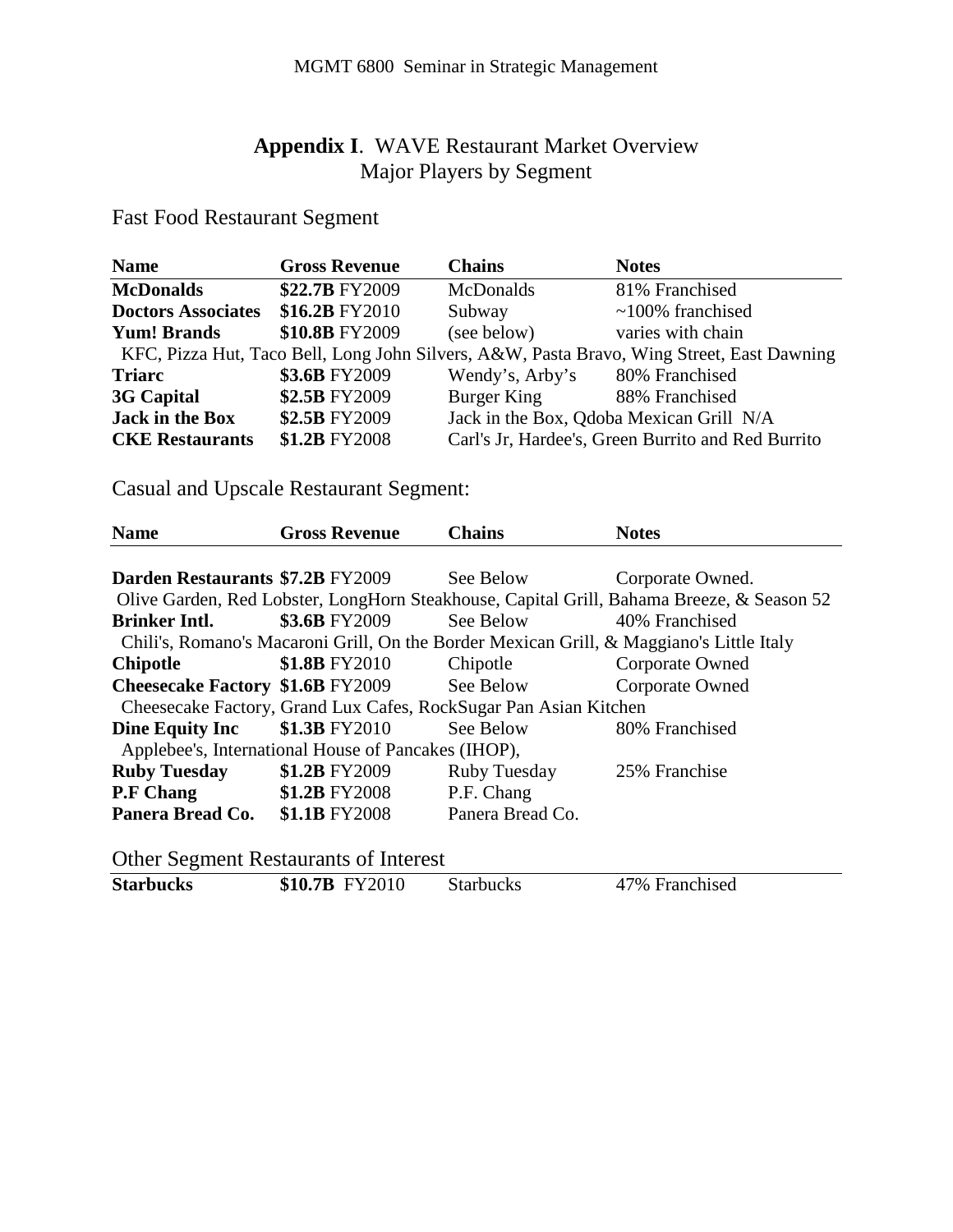# Appendix I. WAVE Restaurant Market Overview
## Major Players by Segment

### Fast Food Restaurant Segment

| Name | Gross Revenue | Chains | Notes |
|---|---|---|---|
| **McDonalds** | **$22.7B** FY2009 | McDonalds | 81% Franchised |
| **Doctors Associates** | **$16.2B** FY2010 | Subway | ~100% franchised |
| **Yum! Brands** | **$10.8B** FY2009 | (see below) | varies with chain |
| KFC, Pizza Hut, Taco Bell, Long John Silvers, A&W, Pasta Bravo, Wing Street, East Dawning | | | |
| **Triarc** | **$3.6B** FY2009 | Wendy's, Arby's | 80% Franchised |
| **3G Capital** | **$2.5B** FY2009 | Burger King | 88% Franchised |
| **Jack in the Box** | **$2.5B** FY2009 | Jack in the Box, Qdoba Mexican Grill | N/A |
| **CKE Restaurants** | **$1.2B** FY2008 | Carl's Jr, Hardee's, Green Burrito and Red Burrito | |

### Casual and Upscale Restaurant Segment:

| Name | Gross Revenue | Chains | Notes |
|---|---|---|---|
| **Darden Restaurants** | **$7.2B** FY2009 | See Below | Corporate Owned. |
| Olive Garden, Red Lobster, LongHorn Steakhouse, Capital Grill, Bahama Breeze, & Season 52 | | | |
| **Brinker Intl.** | **$3.6B** FY2009 | See Below | 40% Franchised |
| Chili's, Romano's Macaroni Grill, On the Border Mexican Grill, & Maggiano's Little Italy | | | |
| **Chipotle** | **$1.8B** FY2010 | Chipotle | Corporate Owned |
| **Cheesecake Factory** | **$1.6B** FY2009 | See Below | Corporate Owned |
| Cheesecake Factory, Grand Lux Cafes, RockSugar Pan Asian Kitchen | | | |
| **Dine Equity Inc** | **$1.3B** FY2010 | See Below | 80% Franchised |
| Applebee's, International House of Pancakes (IHOP), | | | |
| **Ruby Tuesday** | **$1.2B** FY2009 | Ruby Tuesday | 25% Franchise |
| **P.F Chang** | **$1.2B** FY2008 | P.F. Chang | |
| **Panera Bread Co.** | **$1.1B** FY2008 | Panera Bread Co. | |

### Other Segment Restaurants of Interest

| | | | |
|---|---|---|---|
| **Starbucks** | **$10.7B** FY2010 | Starbucks | 47% Franchised |